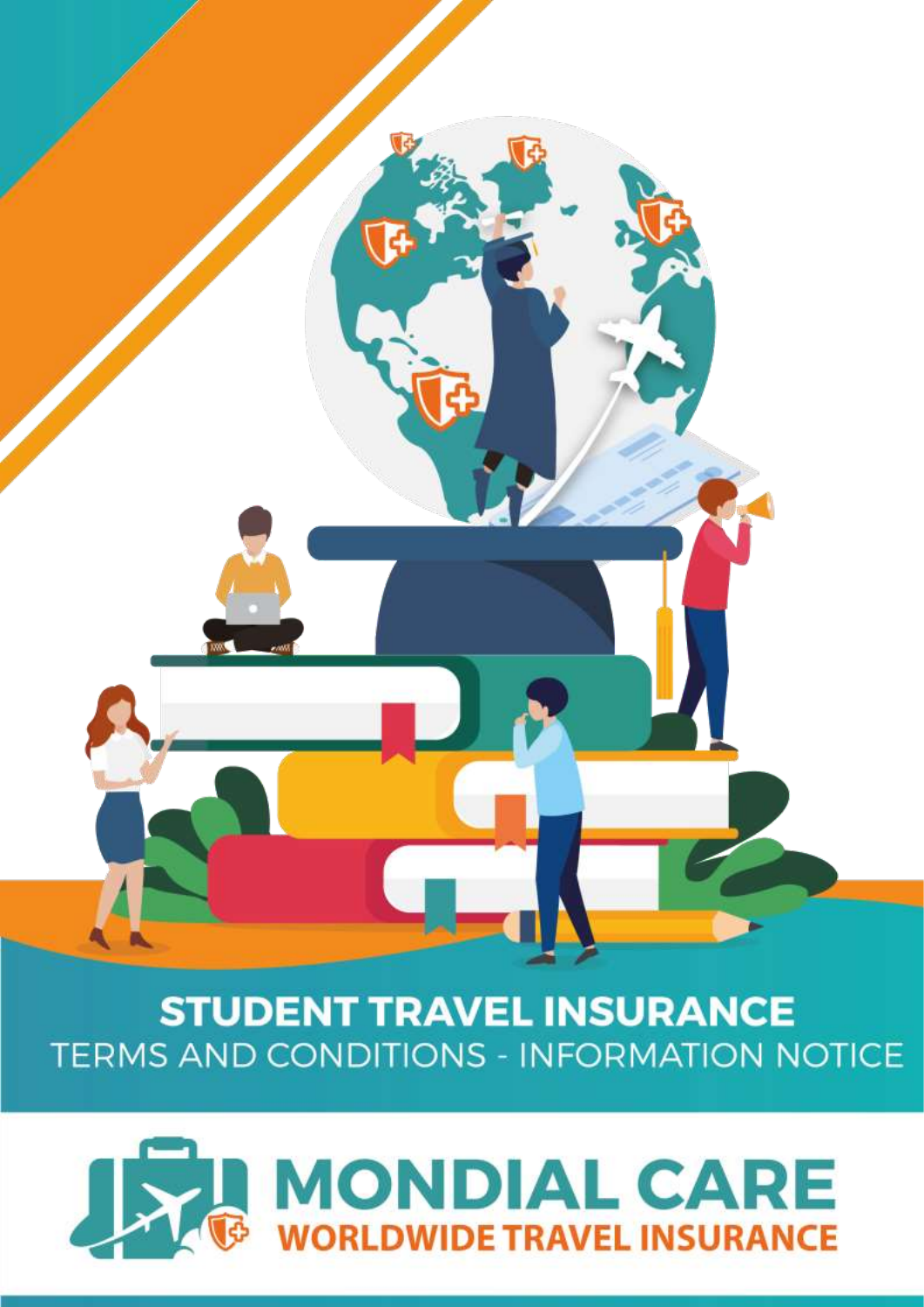# STUDENT TRAVEL INSURANCE

## TERMS AND CONDITIONS - INFORMATION NOTICE

**MONDIAL CARE**

**WORLDWIDE TRAVEL INSURANCE**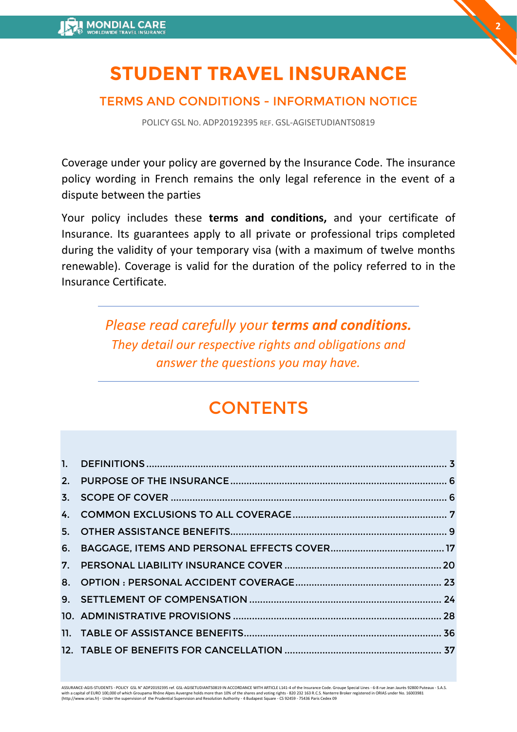# STUDENT TRAVEL INSURANCE

## TERMS AND CONDITIONS - INFORMATION NOTICE

POLICY GSL NO. ADP20192395 REF. GSL-AGISETUDIANTS0819

Coverage under your policy are governed by the Insurance Code. The insurance policy wording in French remains the only legal reference in the event of a dispute between the parties

Your policy includes these **terms and conditions,** and your certificate of Insurance. Its guarantees apply to all private or professional trips completed during the validity of your temporary visa (with a maximum of twelve months renewable). Coverage is valid for the duration of the policy referred to in the Insurance Certificate.

---

*Please read carefully your **terms and conditions.***
*They detail our respective rights and obligations and answer the questions you may have.*

---

## CONTENTS

1. DEFINITIONS ..... 3
2. PURPOSE OF THE INSURANCE ..... 6
3. SCOPE OF COVER ..... 6
4. COMMON EXCLUSIONS TO ALL COVERAGE ..... 7
5. OTHER ASSISTANCE BENEFITS ..... 9
6. BAGGAGE, ITEMS AND PERSONAL EFFECTS COVER ..... 17
7. PERSONAL LIABILITY INSURANCE COVER ..... 20
8. OPTION : PERSONAL ACCIDENT COVERAGE ..... 23
9. SETTLEMENT OF COMPENSATION ..... 24
10. ADMINISTRATIVE PROVISIONS ..... 28
11. TABLE OF ASSISTANCE BENEFITS ..... 36
12. TABLE OF BENEFITS FOR CANCELLATION ..... 37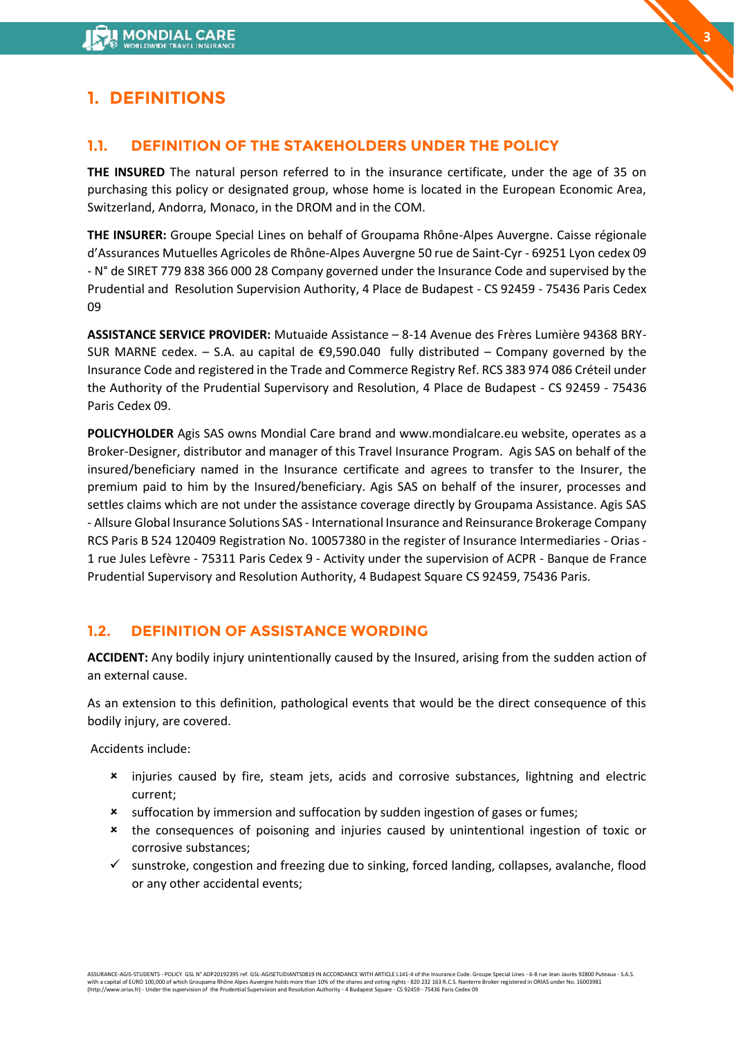# 1. DEFINITIONS

## 1.1. DEFINITION OF THE STAKEHOLDERS UNDER THE POLICY

**THE INSURED** The natural person referred to in the insurance certificate, under the age of 35 on purchasing this policy or designated group, whose home is located in the European Economic Area, Switzerland, Andorra, Monaco, in the DROM and in the COM.

**THE INSURER:** Groupe Special Lines on behalf of Groupama Rhône-Alpes Auvergne. Caisse régionale d'Assurances Mutuelles Agricoles de Rhône-Alpes Auvergne 50 rue de Saint-Cyr - 69251 Lyon cedex 09 - N° de SIRET 779 838 366 000 28 Company governed under the Insurance Code and supervised by the Prudential and Resolution Supervision Authority, 4 Place de Budapest - CS 92459 - 75436 Paris Cedex 09

**ASSISTANCE SERVICE PROVIDER:** Mutuaide Assistance – 8-14 Avenue des Frères Lumière 94368 BRY-SUR MARNE cedex. – S.A. au capital de €9,590.040 fully distributed – Company governed by the Insurance Code and registered in the Trade and Commerce Registry Ref. RCS 383 974 086 Créteil under the Authority of the Prudential Supervisory and Resolution, 4 Place de Budapest - CS 92459 - 75436 Paris Cedex 09.

**POLICYHOLDER** Agis SAS owns Mondial Care brand and www.mondialcare.eu website, operates as a Broker-Designer, distributor and manager of this Travel Insurance Program. Agis SAS on behalf of the insured/beneficiary named in the Insurance certificate and agrees to transfer to the Insurer, the premium paid to him by the Insured/beneficiary. Agis SAS on behalf of the insurer, processes and settles claims which are not under the assistance coverage directly by Groupama Assistance. Agis SAS - Allsure Global Insurance Solutions SAS - International Insurance and Reinsurance Brokerage Company RCS Paris B 524 120409 Registration No. 10057380 in the register of Insurance Intermediaries - Orias - 1 rue Jules Lefèvre - 75311 Paris Cedex 9 - Activity under the supervision of ACPR - Banque de France Prudential Supervisory and Resolution Authority, 4 Budapest Square CS 92459, 75436 Paris.

## 1.2. DEFINITION OF ASSISTANCE WORDING

**ACCIDENT:** Any bodily injury unintentionally caused by the Insured, arising from the sudden action of an external cause.

As an extension to this definition, pathological events that would be the direct consequence of this bodily injury, are covered.

Accidents include:

- injuries caused by fire, steam jets, acids and corrosive substances, lightning and electric current;
- suffocation by immersion and suffocation by sudden ingestion of gases or fumes;
- the consequences of poisoning and injuries caused by unintentional ingestion of toxic or corrosive substances;
- sunstroke, congestion and freezing due to sinking, forced landing, collapses, avalanche, flood or any other accidental events;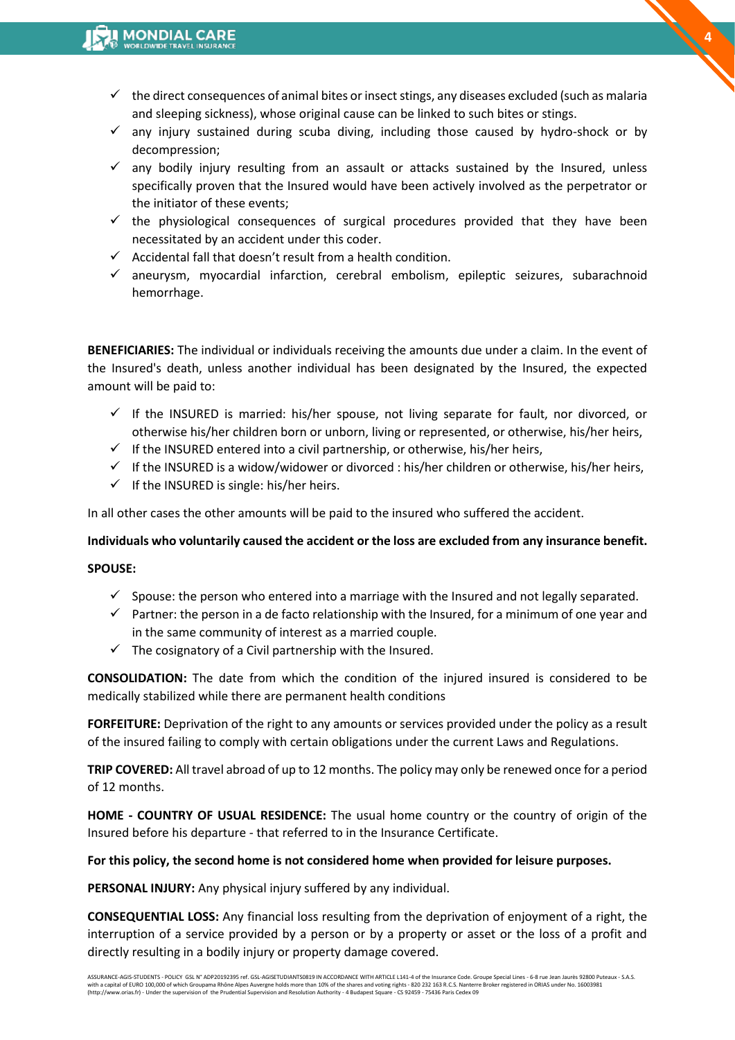- the direct consequences of animal bites or insect stings, any diseases excluded (such as malaria and sleeping sickness), whose original cause can be linked to such bites or stings.
- any injury sustained during scuba diving, including those caused by hydro-shock or by decompression;
- any bodily injury resulting from an assault or attacks sustained by the Insured, unless specifically proven that the Insured would have been actively involved as the perpetrator or the initiator of these events;
- the physiological consequences of surgical procedures provided that they have been necessitated by an accident under this coder.
- Accidental fall that doesn't result from a health condition.
- aneurysm, myocardial infarction, cerebral embolism, epileptic seizures, subarachnoid hemorrhage.

**BENEFICIARIES:** The individual or individuals receiving the amounts due under a claim. In the event of the Insured's death, unless another individual has been designated by the Insured, the expected amount will be paid to:

- If the INSURED is married: his/her spouse, not living separate for fault, nor divorced, or otherwise his/her children born or unborn, living or represented, or otherwise, his/her heirs,
- If the INSURED entered into a civil partnership, or otherwise, his/her heirs,
- If the INSURED is a widow/widower or divorced : his/her children or otherwise, his/her heirs,
- If the INSURED is single: his/her heirs.

In all other cases the other amounts will be paid to the insured who suffered the accident.

**Individuals who voluntarily caused the accident or the loss are excluded from any insurance benefit.**

**SPOUSE:**

- Spouse: the person who entered into a marriage with the Insured and not legally separated.
- Partner: the person in a de facto relationship with the Insured, for a minimum of one year and in the same community of interest as a married couple.
- The cosignatory of a Civil partnership with the Insured.

**CONSOLIDATION:** The date from which the condition of the injured insured is considered to be medically stabilized while there are permanent health conditions

**FORFEITURE:** Deprivation of the right to any amounts or services provided under the policy as a result of the insured failing to comply with certain obligations under the current Laws and Regulations.

**TRIP COVERED:** All travel abroad of up to 12 months. The policy may only be renewed once for a period of 12 months.

**HOME - COUNTRY OF USUAL RESIDENCE:** The usual home country or the country of origin of the Insured before his departure - that referred to in the Insurance Certificate.

**For this policy, the second home is not considered home when provided for leisure purposes.**

**PERSONAL INJURY:** Any physical injury suffered by any individual.

**CONSEQUENTIAL LOSS:** Any financial loss resulting from the deprivation of enjoyment of a right, the interruption of a service provided by a person or by a property or asset or the loss of a profit and directly resulting in a bodily injury or property damage covered.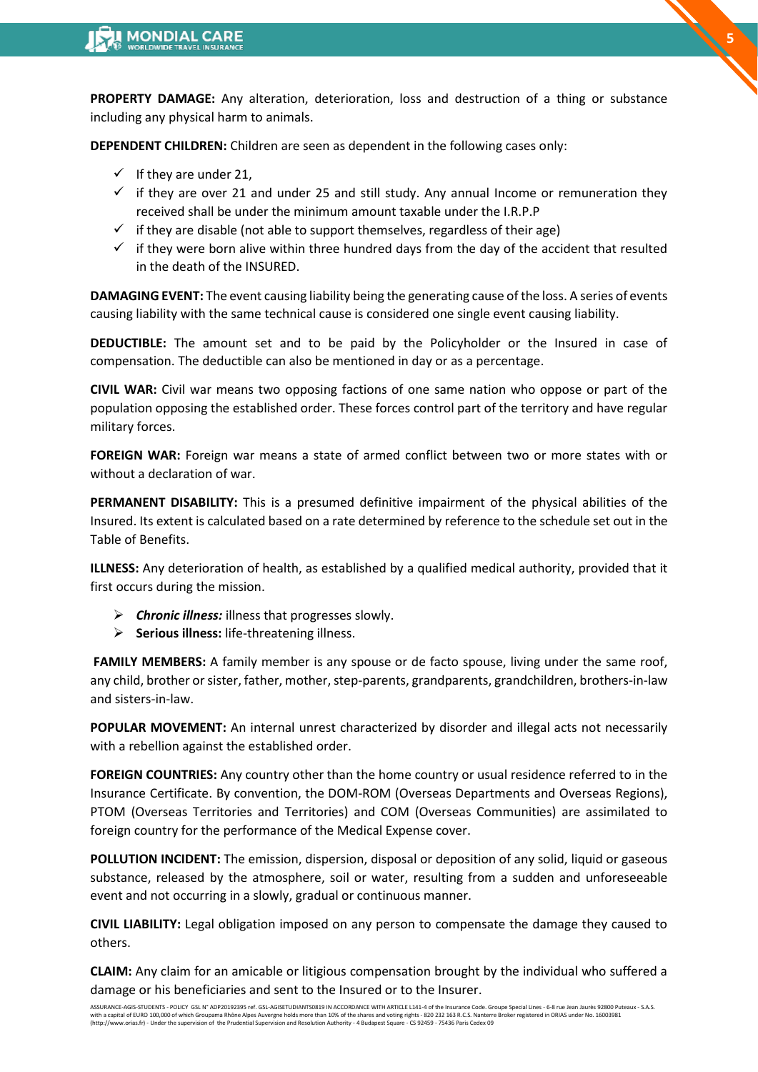**PROPERTY DAMAGE:** Any alteration, deterioration, loss and destruction of a thing or substance including any physical harm to animals.

**DEPENDENT CHILDREN:** Children are seen as dependent in the following cases only:

- ✓ If they are under 21,
- ✓ if they are over 21 and under 25 and still study. Any annual Income or remuneration they received shall be under the minimum amount taxable under the I.R.P.P
- ✓ if they are disable (not able to support themselves, regardless of their age)
- ✓ if they were born alive within three hundred days from the day of the accident that resulted in the death of the INSURED.

**DAMAGING EVENT:** The event causing liability being the generating cause of the loss. A series of events causing liability with the same technical cause is considered one single event causing liability.

**DEDUCTIBLE:** The amount set and to be paid by the Policyholder or the Insured in case of compensation. The deductible can also be mentioned in day or as a percentage.

**CIVIL WAR:** Civil war means two opposing factions of one same nation who oppose or part of the population opposing the established order. These forces control part of the territory and have regular military forces.

**FOREIGN WAR:** Foreign war means a state of armed conflict between two or more states with or without a declaration of war.

**PERMANENT DISABILITY:** This is a presumed definitive impairment of the physical abilities of the Insured. Its extent is calculated based on a rate determined by reference to the schedule set out in the Table of Benefits.

**ILLNESS:** Any deterioration of health, as established by a qualified medical authority, provided that it first occurs during the mission.

- ➢ ***Chronic illness:*** illness that progresses slowly.
- ➢ **Serious illness:** life-threatening illness.

**FAMILY MEMBERS:** A family member is any spouse or de facto spouse, living under the same roof, any child, brother or sister, father, mother, step-parents, grandparents, grandchildren, brothers-in-law and sisters-in-law.

**POPULAR MOVEMENT:** An internal unrest characterized by disorder and illegal acts not necessarily with a rebellion against the established order.

**FOREIGN COUNTRIES:** Any country other than the home country or usual residence referred to in the Insurance Certificate. By convention, the DOM-ROM (Overseas Departments and Overseas Regions), PTOM (Overseas Territories and Territories) and COM (Overseas Communities) are assimilated to foreign country for the performance of the Medical Expense cover.

**POLLUTION INCIDENT:** The emission, dispersion, disposal or deposition of any solid, liquid or gaseous substance, released by the atmosphere, soil or water, resulting from a sudden and unforeseeable event and not occurring in a slowly, gradual or continuous manner.

**CIVIL LIABILITY:** Legal obligation imposed on any person to compensate the damage they caused to others.

**CLAIM:** Any claim for an amicable or litigious compensation brought by the individual who suffered a damage or his beneficiaries and sent to the Insured or to the Insurer.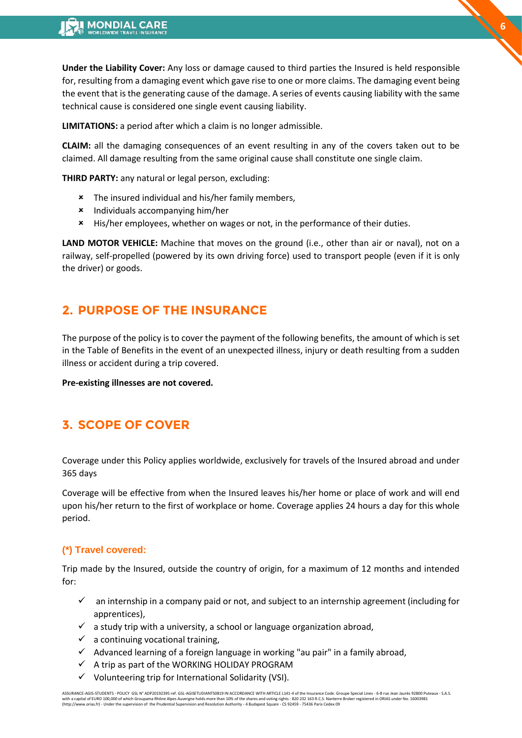**Under the Liability Cover:** Any loss or damage caused to third parties the Insured is held responsible for, resulting from a damaging event which gave rise to one or more claims. The damaging event being the event that is the generating cause of the damage. A series of events causing liability with the same technical cause is considered one single event causing liability.

**LIMITATIONS:** a period after which a claim is no longer admissible.

**CLAIM:** all the damaging consequences of an event resulting in any of the covers taken out to be claimed. All damage resulting from the same original cause shall constitute one single claim.

**THIRD PARTY:** any natural or legal person, excluding:

- The insured individual and his/her family members,
- Individuals accompanying him/her
- His/her employees, whether on wages or not, in the performance of their duties.

**LAND MOTOR VEHICLE:** Machine that moves on the ground (i.e., other than air or naval), not on a railway, self-propelled (powered by its own driving force) used to transport people (even if it is only the driver) or goods.

## 2. PURPOSE OF THE INSURANCE

The purpose of the policy is to cover the payment of the following benefits, the amount of which is set in the Table of Benefits in the event of an unexpected illness, injury or death resulting from a sudden illness or accident during a trip covered.

**Pre-existing illnesses are not covered.**

## 3. SCOPE OF COVER

Coverage under this Policy applies worldwide, exclusively for travels of the Insured abroad and under 365 days

Coverage will be effective from when the Insured leaves his/her home or place of work and will end upon his/her return to the first of workplace or home. Coverage applies 24 hours a day for this whole period.

### (*) Travel covered:

Trip made by the Insured, outside the country of origin, for a maximum of 12 months and intended for:

- ✓ an internship in a company paid or not, and subject to an internship agreement (including for apprentices),
- ✓ a study trip with a university, a school or language organization abroad,
- ✓ a continuing vocational training,
- ✓ Advanced learning of a foreign language in working "au pair" in a family abroad,
- ✓ A trip as part of the WORKING HOLIDAY PROGRAM
- ✓ Volunteering trip for International Solidarity (VSI).

ASSURANCE-AGIS-STUDENTS - POLICY GSL N° ADP20192395 ref. GSL-AGISETUDIANTS0819 IN ACCORDANCE WITH ARTICLE L141-4 of the Insurance Code. Groupe Special Lines - 6-8 rue Jean Jaurès 92800 Puteaux - S.A.S. with a capital of EURO 100,000 of which Groupama Rhône Alpes Auvergne holds more than 10% of the shares and voting rights - 820 232 163 R.C.S. Nanterre Broker registered in ORIAS under No. 16003981 (http://www.orias.fr) - Under the supervision of the Prudential Supervision and Resolution Authority - 4 Budapest Square - CS 92459 - 75436 Paris Cedex 09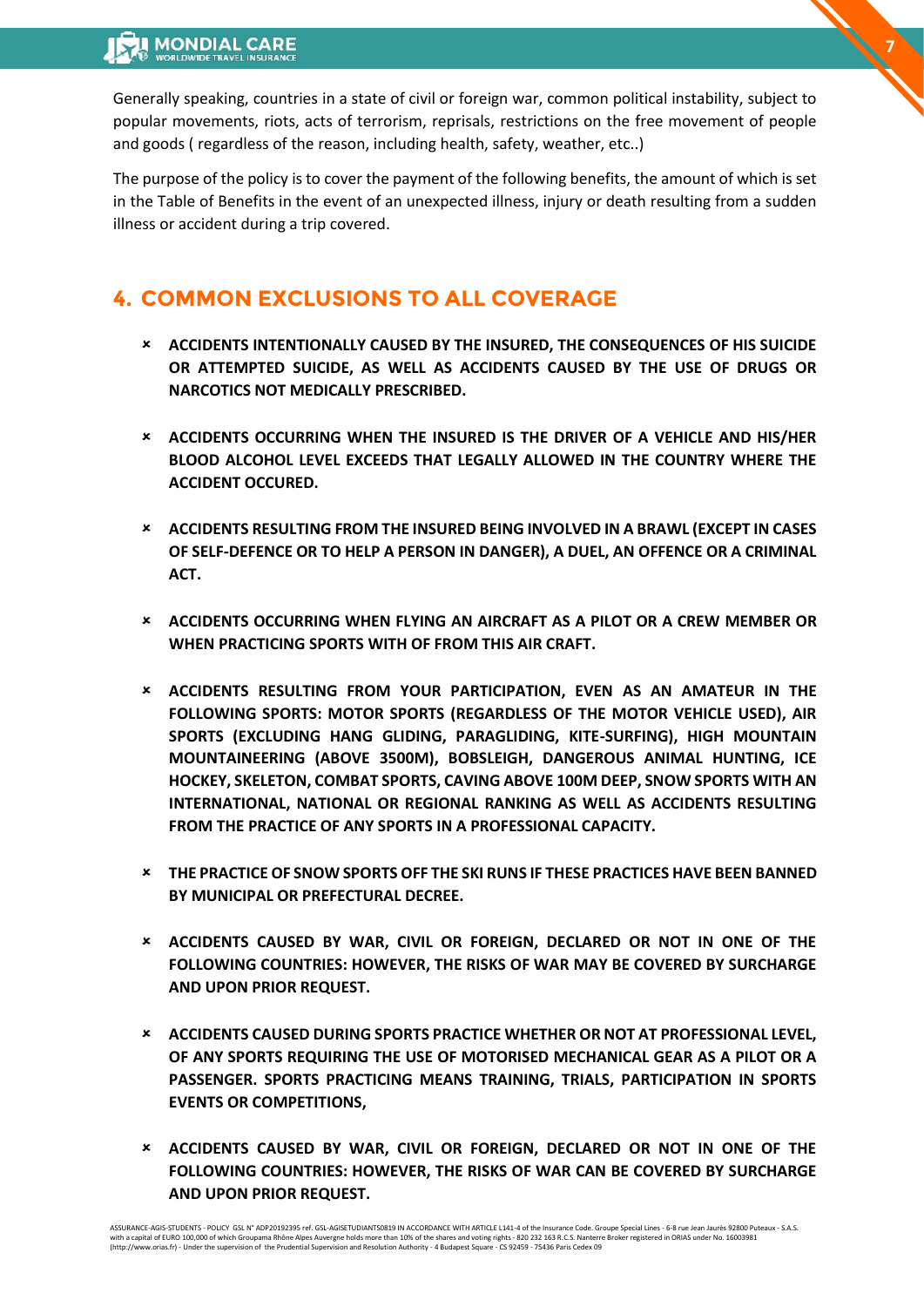Generally speaking, countries in a state of civil or foreign war, common political instability, subject to popular movements, riots, acts of terrorism, reprisals, restrictions on the free movement of people and goods ( regardless of the reason, including health, safety, weather, etc..)

The purpose of the policy is to cover the payment of the following benefits, the amount of which is set in the Table of Benefits in the event of an unexpected illness, injury or death resulting from a sudden illness or accident during a trip covered.

## 4. COMMON EXCLUSIONS TO ALL COVERAGE

- **ACCIDENTS INTENTIONALLY CAUSED BY THE INSURED, THE CONSEQUENCES OF HIS SUICIDE OR ATTEMPTED SUICIDE, AS WELL AS ACCIDENTS CAUSED BY THE USE OF DRUGS OR NARCOTICS NOT MEDICALLY PRESCRIBED.**

- **ACCIDENTS OCCURRING WHEN THE INSURED IS THE DRIVER OF A VEHICLE AND HIS/HER BLOOD ALCOHOL LEVEL EXCEEDS THAT LEGALLY ALLOWED IN THE COUNTRY WHERE THE ACCIDENT OCCURED.**

- **ACCIDENTS RESULTING FROM THE INSURED BEING INVOLVED IN A BRAWL (EXCEPT IN CASES OF SELF-DEFENCE OR TO HELP A PERSON IN DANGER), A DUEL, AN OFFENCE OR A CRIMINAL ACT.**

- **ACCIDENTS OCCURRING WHEN FLYING AN AIRCRAFT AS A PILOT OR A CREW MEMBER OR WHEN PRACTICING SPORTS WITH OF FROM THIS AIR CRAFT.**

- **ACCIDENTS RESULTING FROM YOUR PARTICIPATION, EVEN AS AN AMATEUR IN THE FOLLOWING SPORTS: MOTOR SPORTS (REGARDLESS OF THE MOTOR VEHICLE USED), AIR SPORTS (EXCLUDING HANG GLIDING, PARAGLIDING, KITE-SURFING), HIGH MOUNTAIN MOUNTAINEERING (ABOVE 3500M), BOBSLEIGH, DANGEROUS ANIMAL HUNTING, ICE HOCKEY, SKELETON, COMBAT SPORTS, CAVING ABOVE 100M DEEP, SNOW SPORTS WITH AN INTERNATIONAL, NATIONAL OR REGIONAL RANKING AS WELL AS ACCIDENTS RESULTING FROM THE PRACTICE OF ANY SPORTS IN A PROFESSIONAL CAPACITY.**

- **THE PRACTICE OF SNOW SPORTS OFF THE SKI RUNS IF THESE PRACTICES HAVE BEEN BANNED BY MUNICIPAL OR PREFECTURAL DECREE.**

- **ACCIDENTS CAUSED BY WAR, CIVIL OR FOREIGN, DECLARED OR NOT IN ONE OF THE FOLLOWING COUNTRIES: HOWEVER, THE RISKS OF WAR MAY BE COVERED BY SURCHARGE AND UPON PRIOR REQUEST.**

- **ACCIDENTS CAUSED DURING SPORTS PRACTICE WHETHER OR NOT AT PROFESSIONAL LEVEL, OF ANY SPORTS REQUIRING THE USE OF MOTORISED MECHANICAL GEAR AS A PILOT OR A PASSENGER. SPORTS PRACTICING MEANS TRAINING, TRIALS, PARTICIPATION IN SPORTS EVENTS OR COMPETITIONS,**

- **ACCIDENTS CAUSED BY WAR, CIVIL OR FOREIGN, DECLARED OR NOT IN ONE OF THE FOLLOWING COUNTRIES: HOWEVER, THE RISKS OF WAR CAN BE COVERED BY SURCHARGE AND UPON PRIOR REQUEST.**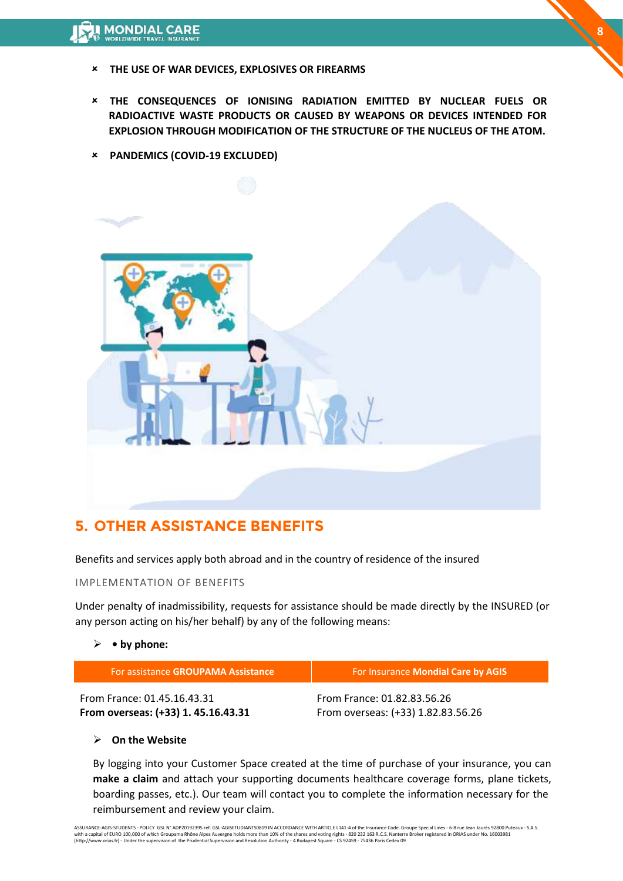- ✗ **THE USE OF WAR DEVICES, EXPLOSIVES OR FIREARMS**
- ✗ **THE CONSEQUENCES OF IONISING RADIATION EMITTED BY NUCLEAR FUELS OR RADIOACTIVE WASTE PRODUCTS OR CAUSED BY WEAPONS OR DEVICES INTENDED FOR EXPLOSION THROUGH MODIFICATION OF THE STRUCTURE OF THE NUCLEUS OF THE ATOM.**
- ✗ **PANDEMICS (COVID-19 EXCLUDED)**

## 5. OTHER ASSISTANCE BENEFITS

Benefits and services apply both abroad and in the country of residence of the insured

### IMPLEMENTATION OF BENEFITS

Under penalty of inadmissibility, requests for assistance should be made directly by the INSURED (or any person acting on his/her behalf) by any of the following means:

- **• by phone:**

| For assistance **GROUPAMA Assistance** | For Insurance **Mondial Care by AGIS** |
|---|---|
| From France: 01.45.16.43.31<br>**From overseas: (+33) 1. 45.16.43.31** | From France: 01.82.83.56.26<br>From overseas: (+33) 1.82.83.56.26 |

- **On the Website**

By logging into your Customer Space created at the time of purchase of your insurance, you can **make a claim** and attach your supporting documents healthcare coverage forms, plane tickets, boarding passes, etc.). Our team will contact you to complete the information necessary for the reimbursement and review your claim.

ASSURANCE-AGIS-STUDENTS - POLICY GSL N° ADP20192395 ref. GSL-AGISETUDIANTS0819 IN ACCORDANCE WITH ARTICLE L141-4 of the Insurance Code. Groupe Special Lines - 6-8 rue Jean Jaurès 92800 Puteaux - S.A.S. with a capital of EURO 100,000 of which Groupama Rhône Alpes Auvergne holds more than 10% of the shares and voting rights - 820 232 163 R.C.S. Nanterre Broker registered in ORIAS under No. 16003981 (http://www.orias.fr) - Under the supervision of the Prudential Supervision and Resolution Authority - 4 Budapest Square - CS 92459 - 75436 Paris Cedex 09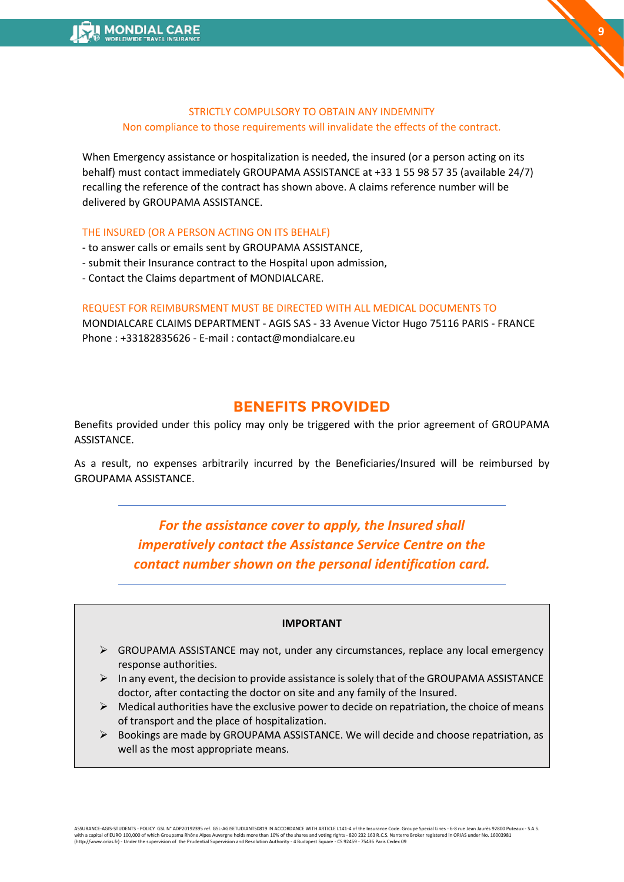STRICTLY COMPULSORY TO OBTAIN ANY INDEMNITY

Non compliance to those requirements will invalidate the effects of the contract.

When Emergency assistance or hospitalization is needed, the insured (or a person acting on its behalf) must contact immediately GROUPAMA ASSISTANCE at +33 1 55 98 57 35 (available 24/7) recalling the reference of the contract has shown above. A claims reference number will be delivered by GROUPAMA ASSISTANCE.

THE INSURED (OR A PERSON ACTING ON ITS BEHALF)

- to answer calls or emails sent by GROUPAMA ASSISTANCE,
- submit their Insurance contract to the Hospital upon admission,
- Contact the Claims department of MONDIALCARE.

REQUEST FOR REIMBURSMENT MUST BE DIRECTED WITH ALL MEDICAL DOCUMENTS TO

MONDIALCARE CLAIMS DEPARTMENT - AGIS SAS - 33 Avenue Victor Hugo 75116 PARIS - FRANCE
Phone : +33182835626 - E-mail : contact@mondialcare.eu

## BENEFITS PROVIDED

Benefits provided under this policy may only be triggered with the prior agreement of GROUPAMA ASSISTANCE.

As a result, no expenses arbitrarily incurred by the Beneficiaries/Insured will be reimbursed by GROUPAMA ASSISTANCE.

***For the assistance cover to apply, the Insured shall imperatively contact the Assistance Service Centre on the contact number shown on the personal identification card.***

**IMPORTANT**

- GROUPAMA ASSISTANCE may not, under any circumstances, replace any local emergency response authorities.
- In any event, the decision to provide assistance is solely that of the GROUPAMA ASSISTANCE doctor, after contacting the doctor on site and any family of the Insured.
- Medical authorities have the exclusive power to decide on repatriation, the choice of means of transport and the place of hospitalization.
- Bookings are made by GROUPAMA ASSISTANCE. We will decide and choose repatriation, as well as the most appropriate means.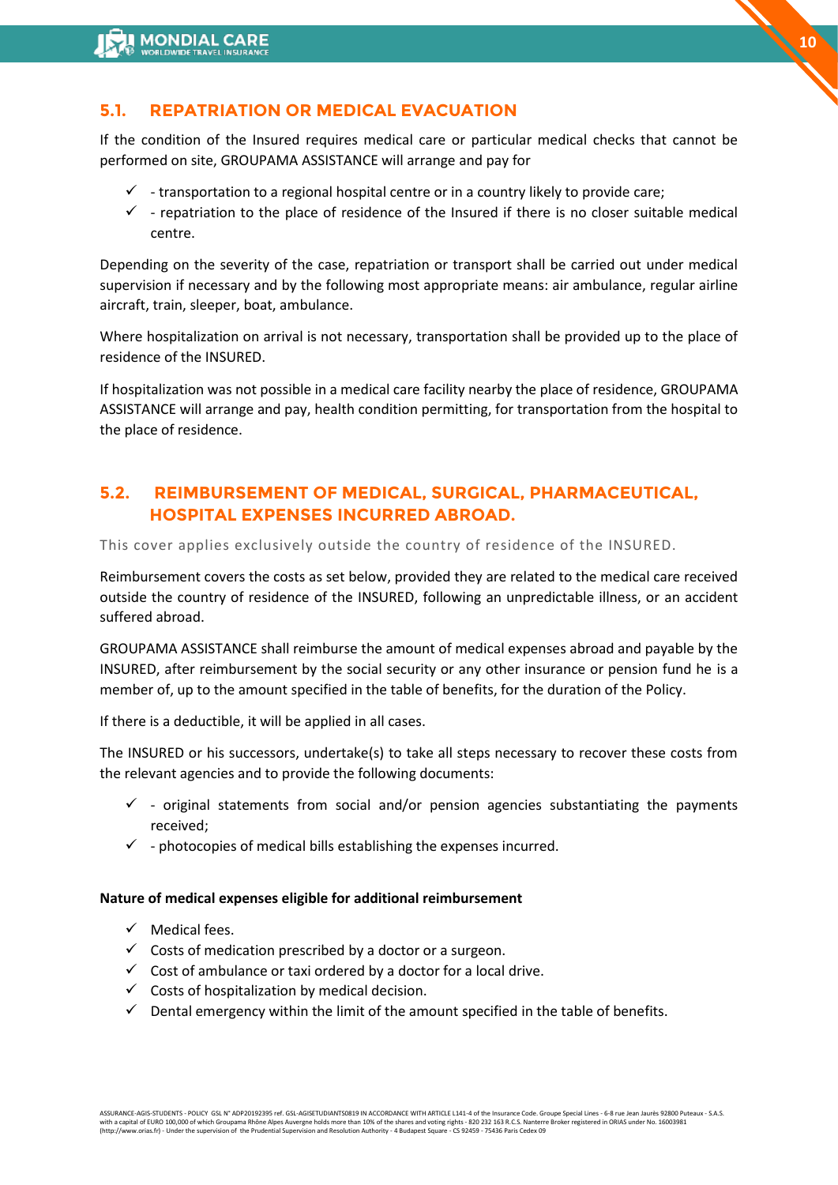## 5.1. REPATRIATION OR MEDICAL EVACUATION

If the condition of the Insured requires medical care or particular medical checks that cannot be performed on site, GROUPAMA ASSISTANCE will arrange and pay for

- ✓ - transportation to a regional hospital centre or in a country likely to provide care;
- ✓ - repatriation to the place of residence of the Insured if there is no closer suitable medical centre.

Depending on the severity of the case, repatriation or transport shall be carried out under medical supervision if necessary and by the following most appropriate means: air ambulance, regular airline aircraft, train, sleeper, boat, ambulance.

Where hospitalization on arrival is not necessary, transportation shall be provided up to the place of residence of the INSURED.

If hospitalization was not possible in a medical care facility nearby the place of residence, GROUPAMA ASSISTANCE will arrange and pay, health condition permitting, for transportation from the hospital to the place of residence.

## 5.2. REIMBURSEMENT OF MEDICAL, SURGICAL, PHARMACEUTICAL, HOSPITAL EXPENSES INCURRED ABROAD.

This cover applies exclusively outside the country of residence of the INSURED.

Reimbursement covers the costs as set below, provided they are related to the medical care received outside the country of residence of the INSURED, following an unpredictable illness, or an accident suffered abroad.

GROUPAMA ASSISTANCE shall reimburse the amount of medical expenses abroad and payable by the INSURED, after reimbursement by the social security or any other insurance or pension fund he is a member of, up to the amount specified in the table of benefits, for the duration of the Policy.

If there is a deductible, it will be applied in all cases.

The INSURED or his successors, undertake(s) to take all steps necessary to recover these costs from the relevant agencies and to provide the following documents:

- ✓ - original statements from social and/or pension agencies substantiating the payments received;
- ✓ - photocopies of medical bills establishing the expenses incurred.

**Nature of medical expenses eligible for additional reimbursement**

- ✓ Medical fees.
- ✓ Costs of medication prescribed by a doctor or a surgeon.
- ✓ Cost of ambulance or taxi ordered by a doctor for a local drive.
- ✓ Costs of hospitalization by medical decision.
- ✓ Dental emergency within the limit of the amount specified in the table of benefits.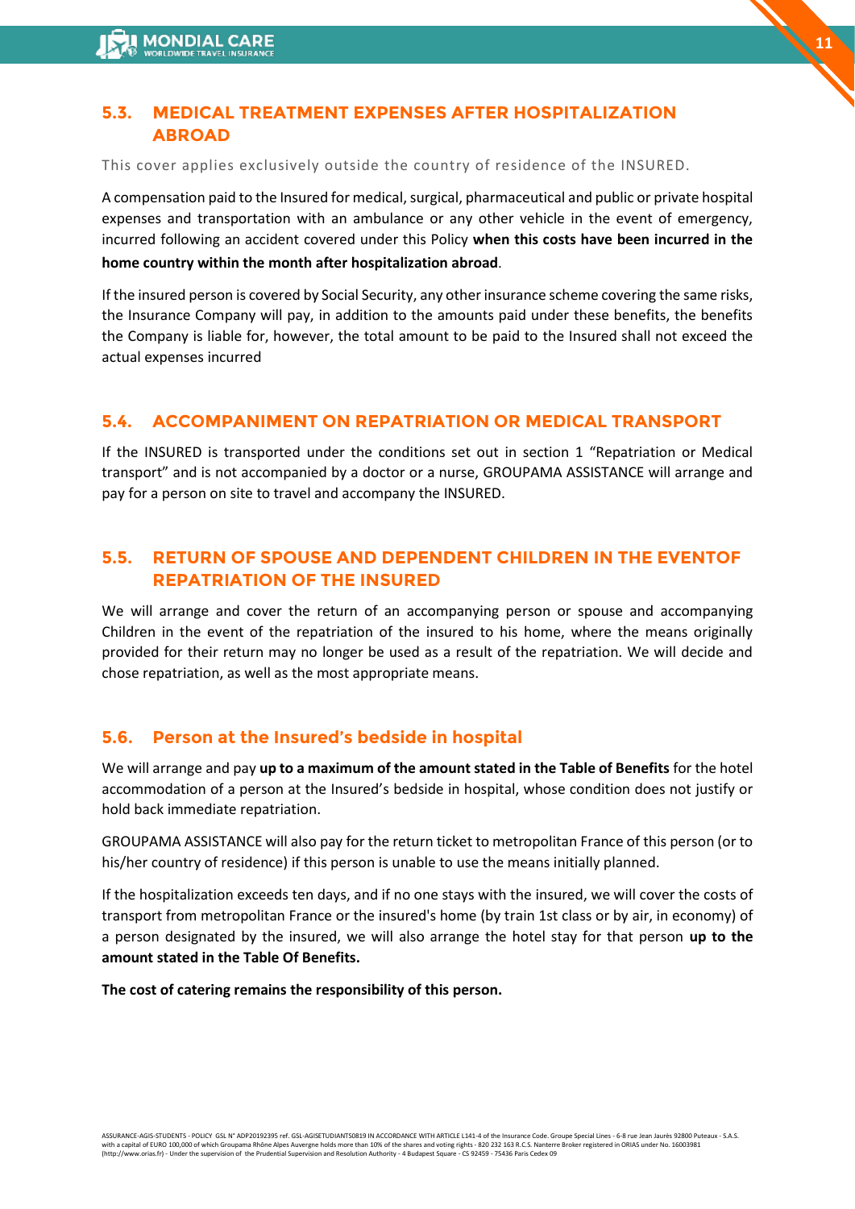## 5.3. MEDICAL TREATMENT EXPENSES AFTER HOSPITALIZATION ABROAD

This cover applies exclusively outside the country of residence of the INSURED.

A compensation paid to the Insured for medical, surgical, pharmaceutical and public or private hospital expenses and transportation with an ambulance or any other vehicle in the event of emergency, incurred following an accident covered under this Policy **when this costs have been incurred in the home country within the month after hospitalization abroad**.

If the insured person is covered by Social Security, any other insurance scheme covering the same risks, the Insurance Company will pay, in addition to the amounts paid under these benefits, the benefits the Company is liable for, however, the total amount to be paid to the Insured shall not exceed the actual expenses incurred

## 5.4. ACCOMPANIMENT ON REPATRIATION OR MEDICAL TRANSPORT

If the INSURED is transported under the conditions set out in section 1 "Repatriation or Medical transport" and is not accompanied by a doctor or a nurse, GROUPAMA ASSISTANCE will arrange and pay for a person on site to travel and accompany the INSURED.

## 5.5. RETURN OF SPOUSE AND DEPENDENT CHILDREN IN THE EVENTOF REPATRIATION OF THE INSURED

We will arrange and cover the return of an accompanying person or spouse and accompanying Children in the event of the repatriation of the insured to his home, where the means originally provided for their return may no longer be used as a result of the repatriation. We will decide and chose repatriation, as well as the most appropriate means.

## 5.6. Person at the Insured's bedside in hospital

We will arrange and pay **up to a maximum of the amount stated in the Table of Benefits** for the hotel accommodation of a person at the Insured's bedside in hospital, whose condition does not justify or hold back immediate repatriation.

GROUPAMA ASSISTANCE will also pay for the return ticket to metropolitan France of this person (or to his/her country of residence) if this person is unable to use the means initially planned.

If the hospitalization exceeds ten days, and if no one stays with the insured, we will cover the costs of transport from metropolitan France or the insured's home (by train 1st class or by air, in economy) of a person designated by the insured, we will also arrange the hotel stay for that person **up to the amount stated in the Table Of Benefits.**

**The cost of catering remains the responsibility of this person.**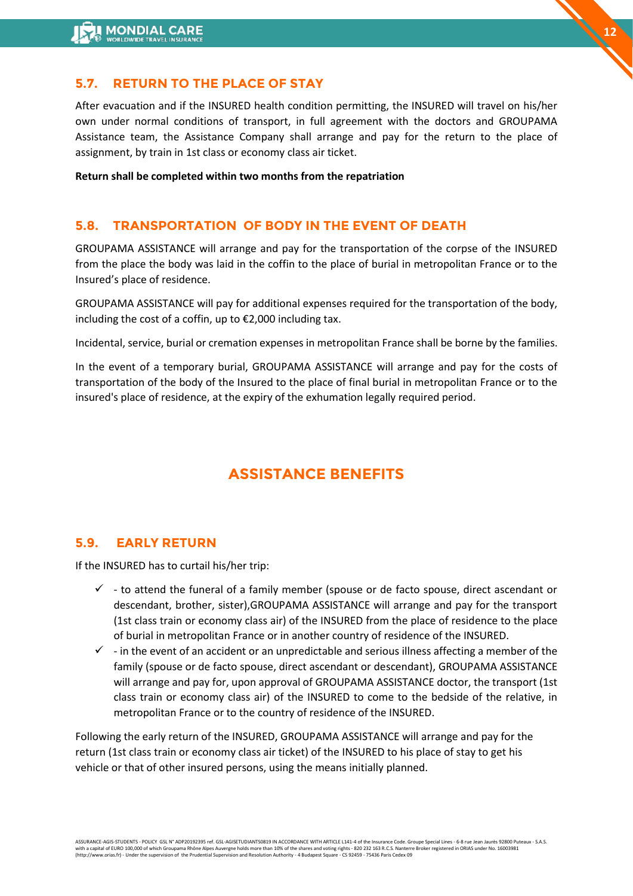## 5.7. RETURN TO THE PLACE OF STAY

After evacuation and if the INSURED health condition permitting, the INSURED will travel on his/her own under normal conditions of transport, in full agreement with the doctors and GROUPAMA Assistance team, the Assistance Company shall arrange and pay for the return to the place of assignment, by train in 1st class or economy class air ticket.

**Return shall be completed within two months from the repatriation**

## 5.8. TRANSPORTATION OF BODY IN THE EVENT OF DEATH

GROUPAMA ASSISTANCE will arrange and pay for the transportation of the corpse of the INSURED from the place the body was laid in the coffin to the place of burial in metropolitan France or to the Insured's place of residence.

GROUPAMA ASSISTANCE will pay for additional expenses required for the transportation of the body, including the cost of a coffin, up to €2,000 including tax.

Incidental, service, burial or cremation expenses in metropolitan France shall be borne by the families.

In the event of a temporary burial, GROUPAMA ASSISTANCE will arrange and pay for the costs of transportation of the body of the Insured to the place of final burial in metropolitan France or to the insured's place of residence, at the expiry of the exhumation legally required period.

# ASSISTANCE BENEFITS

## 5.9. EARLY RETURN

If the INSURED has to curtail his/her trip:

- ✓ - to attend the funeral of a family member (spouse or de facto spouse, direct ascendant or descendant, brother, sister),GROUPAMA ASSISTANCE will arrange and pay for the transport (1st class train or economy class air) of the INSURED from the place of residence to the place of burial in metropolitan France or in another country of residence of the INSURED.
- ✓ - in the event of an accident or an unpredictable and serious illness affecting a member of the family (spouse or de facto spouse, direct ascendant or descendant), GROUPAMA ASSISTANCE will arrange and pay for, upon approval of GROUPAMA ASSISTANCE doctor, the transport (1st class train or economy class air) of the INSURED to come to the bedside of the relative, in metropolitan France or to the country of residence of the INSURED.

Following the early return of the INSURED, GROUPAMA ASSISTANCE will arrange and pay for the return (1st class train or economy class air ticket) of the INSURED to his place of stay to get his vehicle or that of other insured persons, using the means initially planned.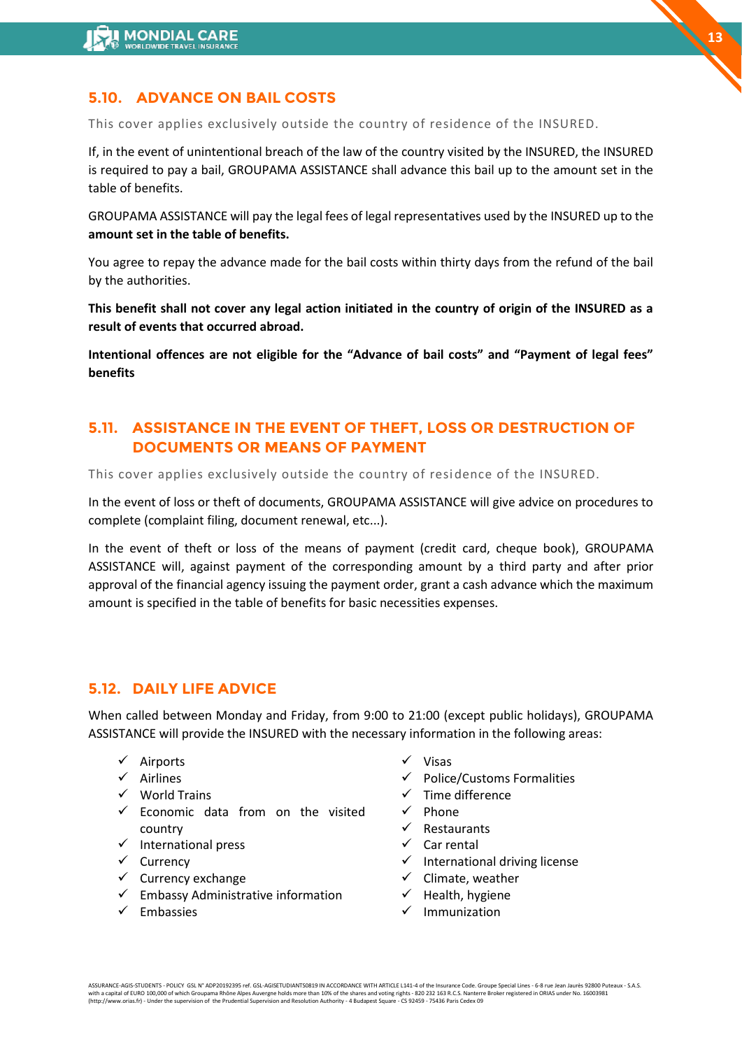## 5.10. ADVANCE ON BAIL COSTS

This cover applies exclusively outside the country of residence of the INSURED.

If, in the event of unintentional breach of the law of the country visited by the INSURED, the INSURED is required to pay a bail, GROUPAMA ASSISTANCE shall advance this bail up to the amount set in the table of benefits.

GROUPAMA ASSISTANCE will pay the legal fees of legal representatives used by the INSURED up to the **amount set in the table of benefits.**

You agree to repay the advance made for the bail costs within thirty days from the refund of the bail by the authorities.

**This benefit shall not cover any legal action initiated in the country of origin of the INSURED as a result of events that occurred abroad.**

**Intentional offences are not eligible for the "Advance of bail costs" and "Payment of legal fees" benefits**

## 5.11. ASSISTANCE IN THE EVENT OF THEFT, LOSS OR DESTRUCTION OF DOCUMENTS OR MEANS OF PAYMENT

This cover applies exclusively outside the country of residence of the INSURED.

In the event of loss or theft of documents, GROUPAMA ASSISTANCE will give advice on procedures to complete (complaint filing, document renewal, etc...).

In the event of theft or loss of the means of payment (credit card, cheque book), GROUPAMA ASSISTANCE will, against payment of the corresponding amount by a third party and after prior approval of the financial agency issuing the payment order, grant a cash advance which the maximum amount is specified in the table of benefits for basic necessities expenses.

## 5.12. DAILY LIFE ADVICE

When called between Monday and Friday, from 9:00 to 21:00 (except public holidays), GROUPAMA ASSISTANCE will provide the INSURED with the necessary information in the following areas:

- ✓ Airports
- ✓ Airlines
- ✓ World Trains
- ✓ Economic data from on the visited country
- ✓ International press
- ✓ Currency
- ✓ Currency exchange
- ✓ Embassy Administrative information
- ✓ Embassies
- ✓ Visas
- ✓ Police/Customs Formalities
- ✓ Time difference
- ✓ Phone
- ✓ Restaurants
- ✓ Car rental
- ✓ International driving license
- ✓ Climate, weather
- ✓ Health, hygiene
- ✓ Immunization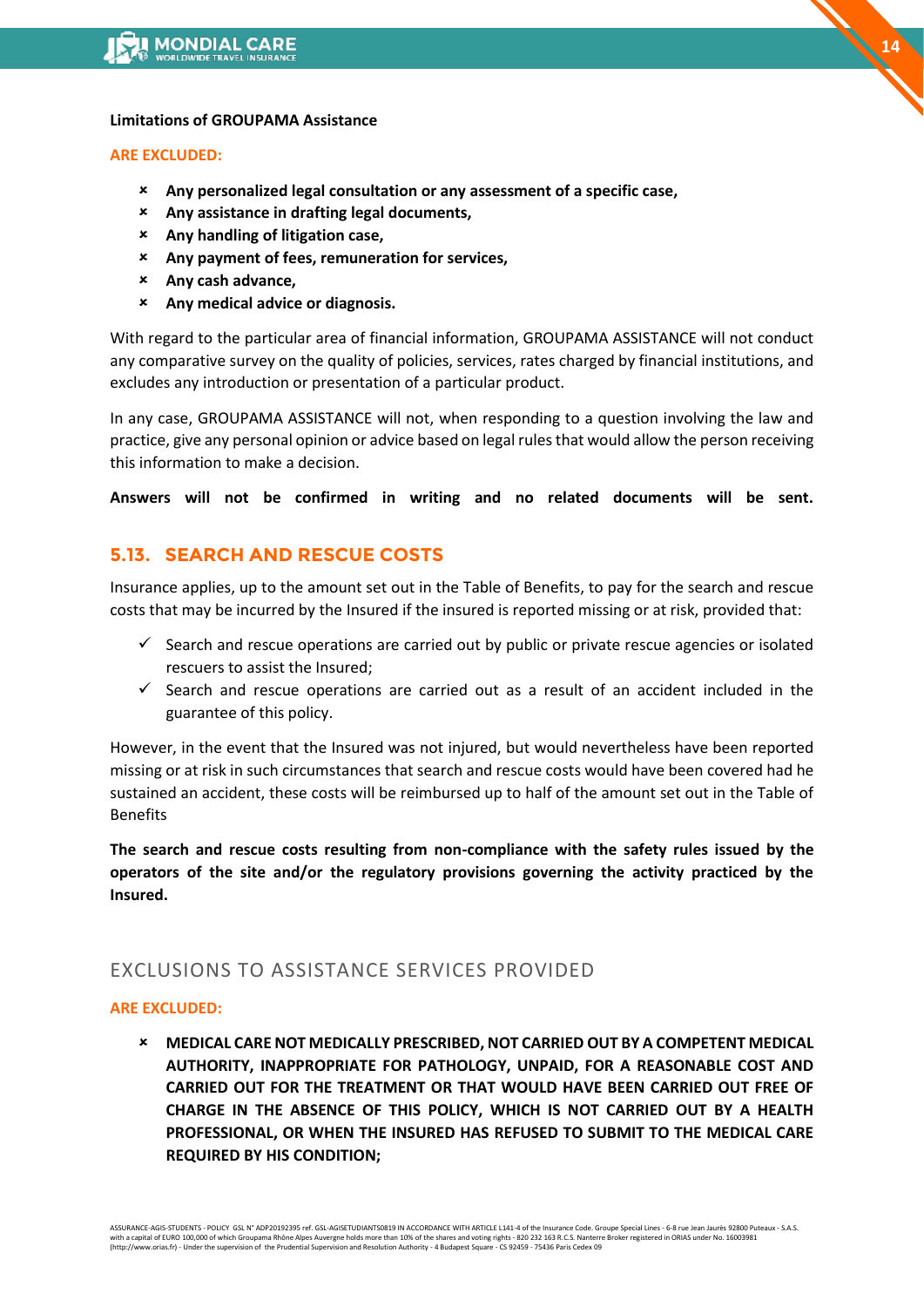**Limitations of GROUPAMA Assistance**

**ARE EXCLUDED:**

- **Any personalized legal consultation or any assessment of a specific case,**
- **Any assistance in drafting legal documents,**
- **Any handling of litigation case,**
- **Any payment of fees, remuneration for services,**
- **Any cash advance,**
- **Any medical advice or diagnosis.**

With regard to the particular area of financial information, GROUPAMA ASSISTANCE will not conduct any comparative survey on the quality of policies, services, rates charged by financial institutions, and excludes any introduction or presentation of a particular product.

In any case, GROUPAMA ASSISTANCE will not, when responding to a question involving the law and practice, give any personal opinion or advice based on legal rules that would allow the person receiving this information to make a decision.

**Answers will not be confirmed in writing and no related documents will be sent.**

## 5.13. SEARCH AND RESCUE COSTS

Insurance applies, up to the amount set out in the Table of Benefits, to pay for the search and rescue costs that may be incurred by the Insured if the insured is reported missing or at risk, provided that:

- ✓ Search and rescue operations are carried out by public or private rescue agencies or isolated rescuers to assist the Insured;
- ✓ Search and rescue operations are carried out as a result of an accident included in the guarantee of this policy.

However, in the event that the Insured was not injured, but would nevertheless have been reported missing or at risk in such circumstances that search and rescue costs would have been covered had he sustained an accident, these costs will be reimbursed up to half of the amount set out in the Table of Benefits

**The search and rescue costs resulting from non-compliance with the safety rules issued by the operators of the site and/or the regulatory provisions governing the activity practiced by the Insured.**

## EXCLUSIONS TO ASSISTANCE SERVICES PROVIDED

**ARE EXCLUDED:**

- **MEDICAL CARE NOT MEDICALLY PRESCRIBED, NOT CARRIED OUT BY A COMPETENT MEDICAL AUTHORITY, INAPPROPRIATE FOR PATHOLOGY, UNPAID, FOR A REASONABLE COST AND CARRIED OUT FOR THE TREATMENT OR THAT WOULD HAVE BEEN CARRIED OUT FREE OF CHARGE IN THE ABSENCE OF THIS POLICY, WHICH IS NOT CARRIED OUT BY A HEALTH PROFESSIONAL, OR WHEN THE INSURED HAS REFUSED TO SUBMIT TO THE MEDICAL CARE REQUIRED BY HIS CONDITION;**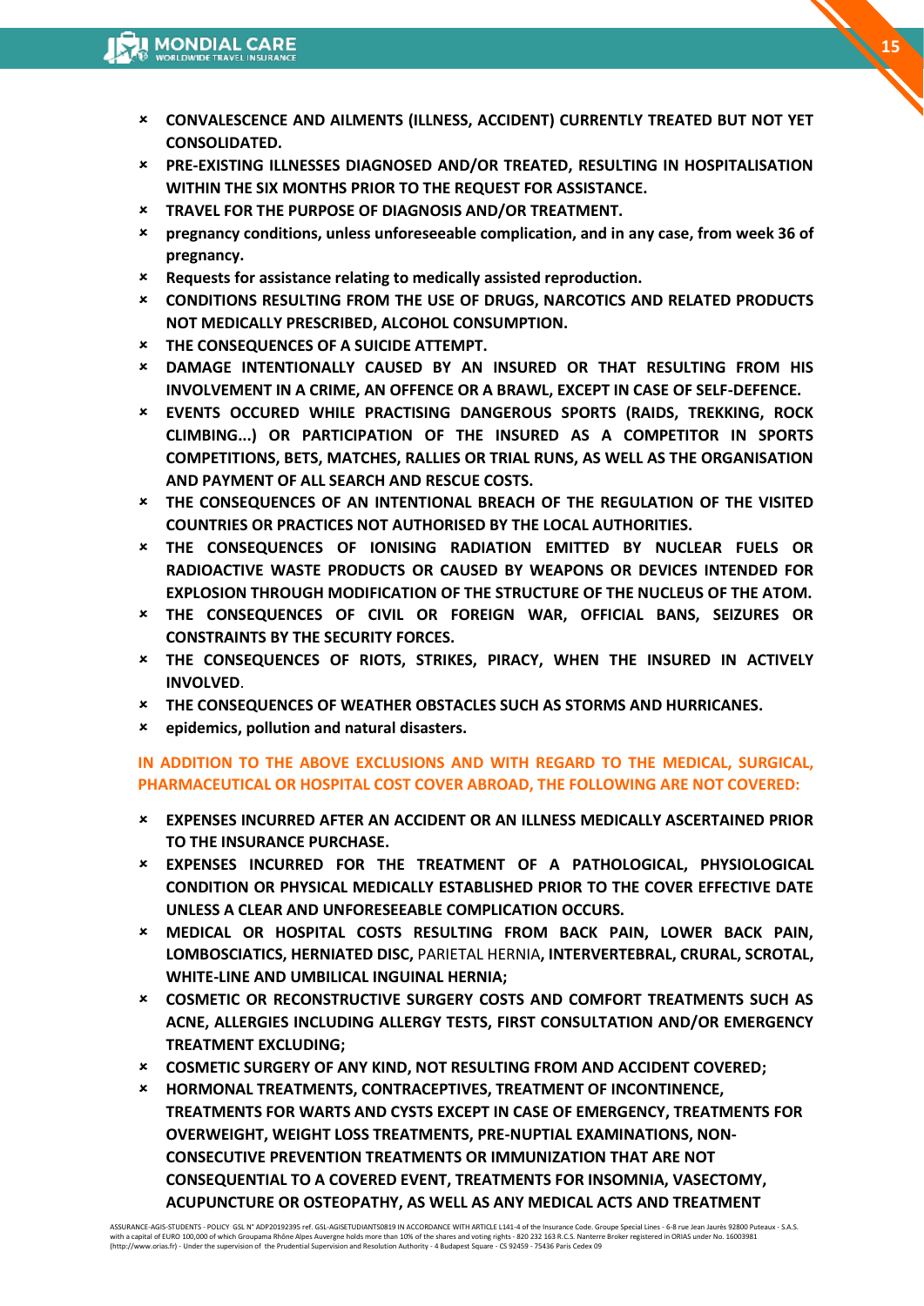- **CONVALESCENCE AND AILMENTS (ILLNESS, ACCIDENT) CURRENTLY TREATED BUT NOT YET CONSOLIDATED.**
- **PRE-EXISTING ILLNESSES DIAGNOSED AND/OR TREATED, RESULTING IN HOSPITALISATION WITHIN THE SIX MONTHS PRIOR TO THE REQUEST FOR ASSISTANCE.**
- **TRAVEL FOR THE PURPOSE OF DIAGNOSIS AND/OR TREATMENT.**
- **pregnancy conditions, unless unforeseeable complication, and in any case, from week 36 of pregnancy.**
- **Requests for assistance relating to medically assisted reproduction.**
- **CONDITIONS RESULTING FROM THE USE OF DRUGS, NARCOTICS AND RELATED PRODUCTS NOT MEDICALLY PRESCRIBED, ALCOHOL CONSUMPTION.**
- **THE CONSEQUENCES OF A SUICIDE ATTEMPT.**
- **DAMAGE INTENTIONALLY CAUSED BY AN INSURED OR THAT RESULTING FROM HIS INVOLVEMENT IN A CRIME, AN OFFENCE OR A BRAWL, EXCEPT IN CASE OF SELF-DEFENCE.**
- **EVENTS OCCURED WHILE PRACTISING DANGEROUS SPORTS (RAIDS, TREKKING, ROCK CLIMBING...) OR PARTICIPATION OF THE INSURED AS A COMPETITOR IN SPORTS COMPETITIONS, BETS, MATCHES, RALLIES OR TRIAL RUNS, AS WELL AS THE ORGANISATION AND PAYMENT OF ALL SEARCH AND RESCUE COSTS.**
- **THE CONSEQUENCES OF AN INTENTIONAL BREACH OF THE REGULATION OF THE VISITED COUNTRIES OR PRACTICES NOT AUTHORISED BY THE LOCAL AUTHORITIES.**
- **THE CONSEQUENCES OF IONISING RADIATION EMITTED BY NUCLEAR FUELS OR RADIOACTIVE WASTE PRODUCTS OR CAUSED BY WEAPONS OR DEVICES INTENDED FOR EXPLOSION THROUGH MODIFICATION OF THE STRUCTURE OF THE NUCLEUS OF THE ATOM.**
- **THE CONSEQUENCES OF CIVIL OR FOREIGN WAR, OFFICIAL BANS, SEIZURES OR CONSTRAINTS BY THE SECURITY FORCES.**
- **THE CONSEQUENCES OF RIOTS, STRIKES, PIRACY, WHEN THE INSURED IN ACTIVELY INVOLVED**.
- **THE CONSEQUENCES OF WEATHER OBSTACLES SUCH AS STORMS AND HURRICANES.**
- **epidemics, pollution and natural disasters.**

**IN ADDITION TO THE ABOVE EXCLUSIONS AND WITH REGARD TO THE MEDICAL, SURGICAL, PHARMACEUTICAL OR HOSPITAL COST COVER ABROAD, THE FOLLOWING ARE NOT COVERED:**

- **EXPENSES INCURRED AFTER AN ACCIDENT OR AN ILLNESS MEDICALLY ASCERTAINED PRIOR TO THE INSURANCE PURCHASE.**
- **EXPENSES INCURRED FOR THE TREATMENT OF A PATHOLOGICAL, PHYSIOLOGICAL CONDITION OR PHYSICAL MEDICALLY ESTABLISHED PRIOR TO THE COVER EFFECTIVE DATE UNLESS A CLEAR AND UNFORESEEABLE COMPLICATION OCCURS.**
- **MEDICAL OR HOSPITAL COSTS RESULTING FROM BACK PAIN, LOWER BACK PAIN, LOMBOSCIATICS, HERNIATED DISC,** PARIETAL HERNIA**, INTERVERTEBRAL, CRURAL, SCROTAL, WHITE-LINE AND UMBILICAL INGUINAL HERNIA;**
- **COSMETIC OR RECONSTRUCTIVE SURGERY COSTS AND COMFORT TREATMENTS SUCH AS ACNE, ALLERGIES INCLUDING ALLERGY TESTS, FIRST CONSULTATION AND/OR EMERGENCY TREATMENT EXCLUDING;**
- **COSMETIC SURGERY OF ANY KIND, NOT RESULTING FROM AND ACCIDENT COVERED;**
- **HORMONAL TREATMENTS, CONTRACEPTIVES, TREATMENT OF INCONTINENCE, TREATMENTS FOR WARTS AND CYSTS EXCEPT IN CASE OF EMERGENCY, TREATMENTS FOR OVERWEIGHT, WEIGHT LOSS TREATMENTS, PRE-NUPTIAL EXAMINATIONS, NON-CONSECUTIVE PREVENTION TREATMENTS OR IMMUNIZATION THAT ARE NOT CONSEQUENTIAL TO A COVERED EVENT, TREATMENTS FOR INSOMNIA, VASECTOMY, ACUPUNCTURE OR OSTEOPATHY, AS WELL AS ANY MEDICAL ACTS AND TREATMENT**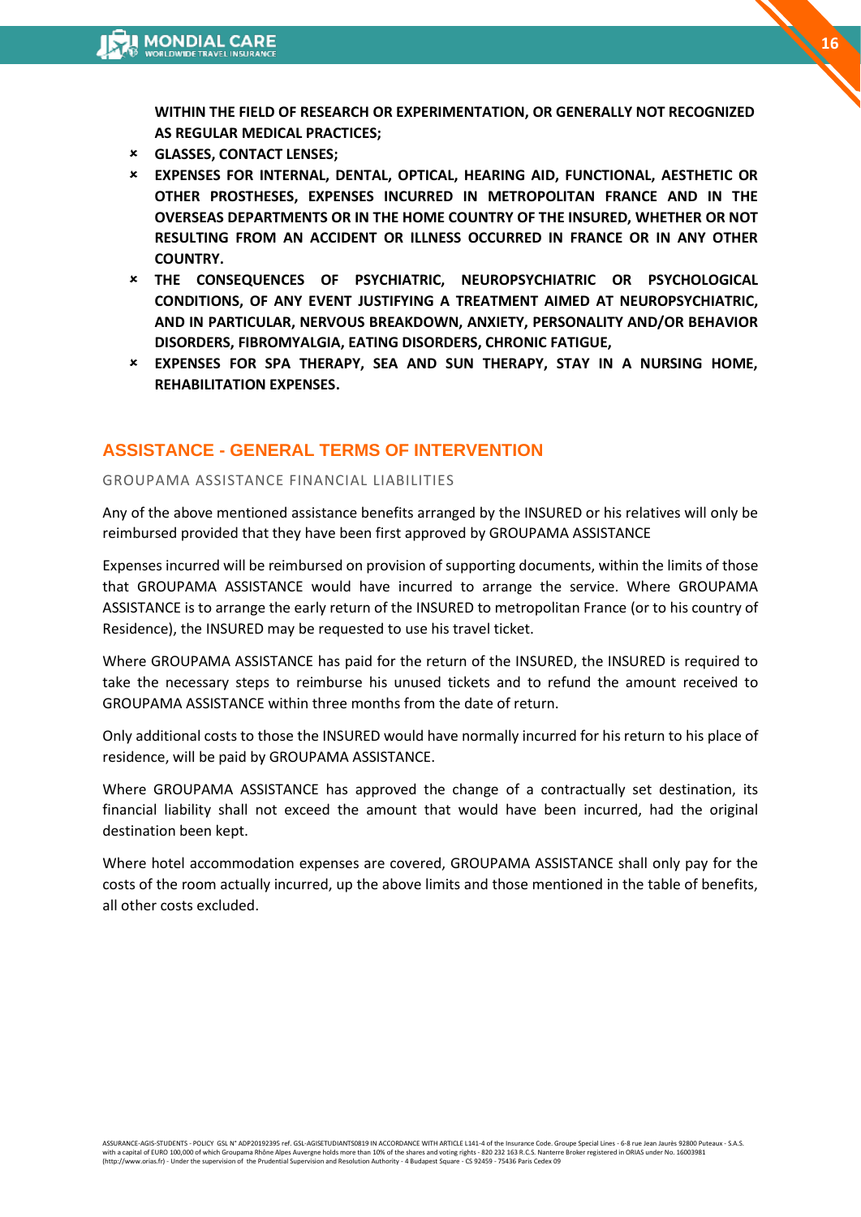**WITHIN THE FIELD OF RESEARCH OR EXPERIMENTATION, OR GENERALLY NOT RECOGNIZED AS REGULAR MEDICAL PRACTICES;**

- **GLASSES, CONTACT LENSES;**
- **EXPENSES FOR INTERNAL, DENTAL, OPTICAL, HEARING AID, FUNCTIONAL, AESTHETIC OR OTHER PROSTHESES, EXPENSES INCURRED IN METROPOLITAN FRANCE AND IN THE OVERSEAS DEPARTMENTS OR IN THE HOME COUNTRY OF THE INSURED, WHETHER OR NOT RESULTING FROM AN ACCIDENT OR ILLNESS OCCURRED IN FRANCE OR IN ANY OTHER COUNTRY.**
- **THE CONSEQUENCES OF PSYCHIATRIC, NEUROPSYCHIATRIC OR PSYCHOLOGICAL CONDITIONS, OF ANY EVENT JUSTIFYING A TREATMENT AIMED AT NEUROPSYCHIATRIC, AND IN PARTICULAR, NERVOUS BREAKDOWN, ANXIETY, PERSONALITY AND/OR BEHAVIOR DISORDERS, FIBROMYALGIA, EATING DISORDERS, CHRONIC FATIGUE,**
- **EXPENSES FOR SPA THERAPY, SEA AND SUN THERAPY, STAY IN A NURSING HOME, REHABILITATION EXPENSES.**

## ASSISTANCE - GENERAL TERMS OF INTERVENTION

### GROUPAMA ASSISTANCE FINANCIAL LIABILITIES

Any of the above mentioned assistance benefits arranged by the INSURED or his relatives will only be reimbursed provided that they have been first approved by GROUPAMA ASSISTANCE

Expenses incurred will be reimbursed on provision of supporting documents, within the limits of those that GROUPAMA ASSISTANCE would have incurred to arrange the service. Where GROUPAMA ASSISTANCE is to arrange the early return of the INSURED to metropolitan France (or to his country of Residence), the INSURED may be requested to use his travel ticket.

Where GROUPAMA ASSISTANCE has paid for the return of the INSURED, the INSURED is required to take the necessary steps to reimburse his unused tickets and to refund the amount received to GROUPAMA ASSISTANCE within three months from the date of return.

Only additional costs to those the INSURED would have normally incurred for his return to his place of residence, will be paid by GROUPAMA ASSISTANCE.

Where GROUPAMA ASSISTANCE has approved the change of a contractually set destination, its financial liability shall not exceed the amount that would have been incurred, had the original destination been kept.

Where hotel accommodation expenses are covered, GROUPAMA ASSISTANCE shall only pay for the costs of the room actually incurred, up the above limits and those mentioned in the table of benefits, all other costs excluded.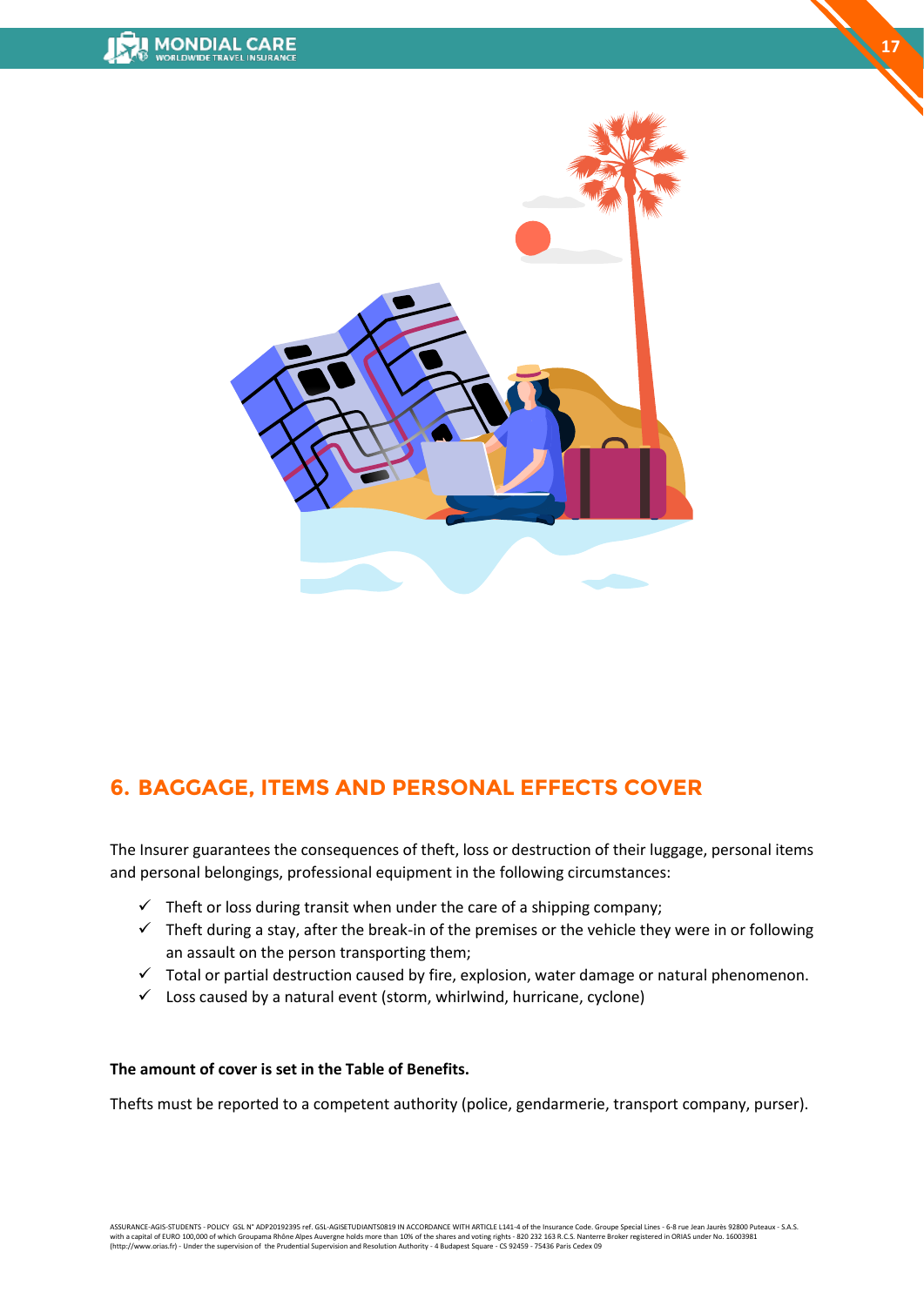## 6. BAGGAGE, ITEMS AND PERSONAL EFFECTS COVER

The Insurer guarantees the consequences of theft, loss or destruction of their luggage, personal items and personal belongings, professional equipment in the following circumstances:

- ✓ Theft or loss during transit when under the care of a shipping company;
- ✓ Theft during a stay, after the break-in of the premises or the vehicle they were in or following an assault on the person transporting them;
- ✓ Total or partial destruction caused by fire, explosion, water damage or natural phenomenon.
- ✓ Loss caused by a natural event (storm, whirlwind, hurricane, cyclone)

**The amount of cover is set in the Table of Benefits.**

Thefts must be reported to a competent authority (police, gendarmerie, transport company, purser).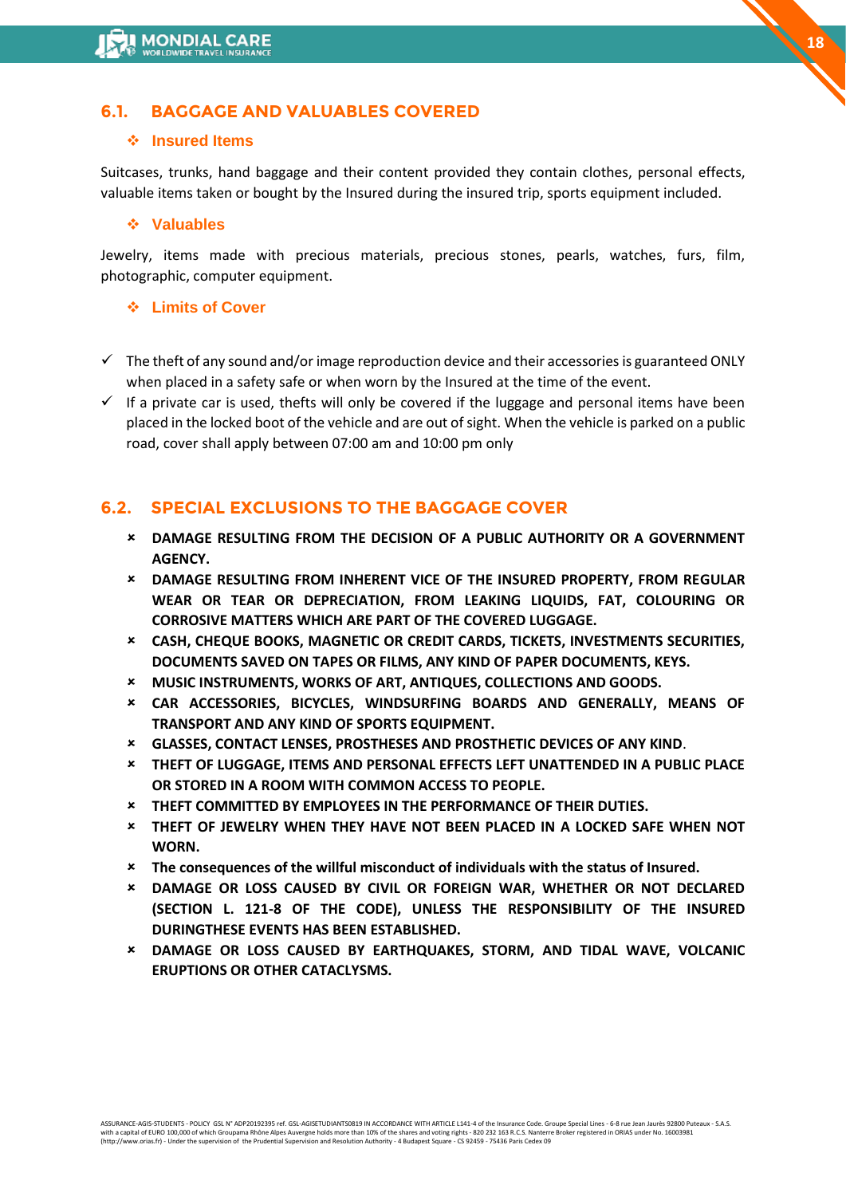## 6.1. BAGGAGE AND VALUABLES COVERED

### ❖ Insured Items

Suitcases, trunks, hand baggage and their content provided they contain clothes, personal effects, valuable items taken or bought by the Insured during the insured trip, sports equipment included.

### ❖ Valuables

Jewelry, items made with precious materials, precious stones, pearls, watches, furs, film, photographic, computer equipment.

### ❖ Limits of Cover

- ✓ The theft of any sound and/or image reproduction device and their accessories is guaranteed ONLY when placed in a safety safe or when worn by the Insured at the time of the event.
- ✓ If a private car is used, thefts will only be covered if the luggage and personal items have been placed in the locked boot of the vehicle and are out of sight. When the vehicle is parked on a public road, cover shall apply between 07:00 am and 10:00 pm only

## 6.2. SPECIAL EXCLUSIONS TO THE BAGGAGE COVER

- **DAMAGE RESULTING FROM THE DECISION OF A PUBLIC AUTHORITY OR A GOVERNMENT AGENCY.**
- **DAMAGE RESULTING FROM INHERENT VICE OF THE INSURED PROPERTY, FROM REGULAR WEAR OR TEAR OR DEPRECIATION, FROM LEAKING LIQUIDS, FAT, COLOURING OR CORROSIVE MATTERS WHICH ARE PART OF THE COVERED LUGGAGE.**
- **CASH, CHEQUE BOOKS, MAGNETIC OR CREDIT CARDS, TICKETS, INVESTMENTS SECURITIES, DOCUMENTS SAVED ON TAPES OR FILMS, ANY KIND OF PAPER DOCUMENTS, KEYS.**
- **MUSIC INSTRUMENTS, WORKS OF ART, ANTIQUES, COLLECTIONS AND GOODS.**
- **CAR ACCESSORIES, BICYCLES, WINDSURFING BOARDS AND GENERALLY, MEANS OF TRANSPORT AND ANY KIND OF SPORTS EQUIPMENT.**
- **GLASSES, CONTACT LENSES, PROSTHESES AND PROSTHETIC DEVICES OF ANY KIND**.
- **THEFT OF LUGGAGE, ITEMS AND PERSONAL EFFECTS LEFT UNATTENDED IN A PUBLIC PLACE OR STORED IN A ROOM WITH COMMON ACCESS TO PEOPLE.**
- **THEFT COMMITTED BY EMPLOYEES IN THE PERFORMANCE OF THEIR DUTIES.**
- **THEFT OF JEWELRY WHEN THEY HAVE NOT BEEN PLACED IN A LOCKED SAFE WHEN NOT WORN.**
- **The consequences of the willful misconduct of individuals with the status of Insured.**
- **DAMAGE OR LOSS CAUSED BY CIVIL OR FOREIGN WAR, WHETHER OR NOT DECLARED (SECTION L. 121-8 OF THE CODE), UNLESS THE RESPONSIBILITY OF THE INSURED DURINGTHESE EVENTS HAS BEEN ESTABLISHED.**
- **DAMAGE OR LOSS CAUSED BY EARTHQUAKES, STORM, AND TIDAL WAVE, VOLCANIC ERUPTIONS OR OTHER CATACLYSMS.**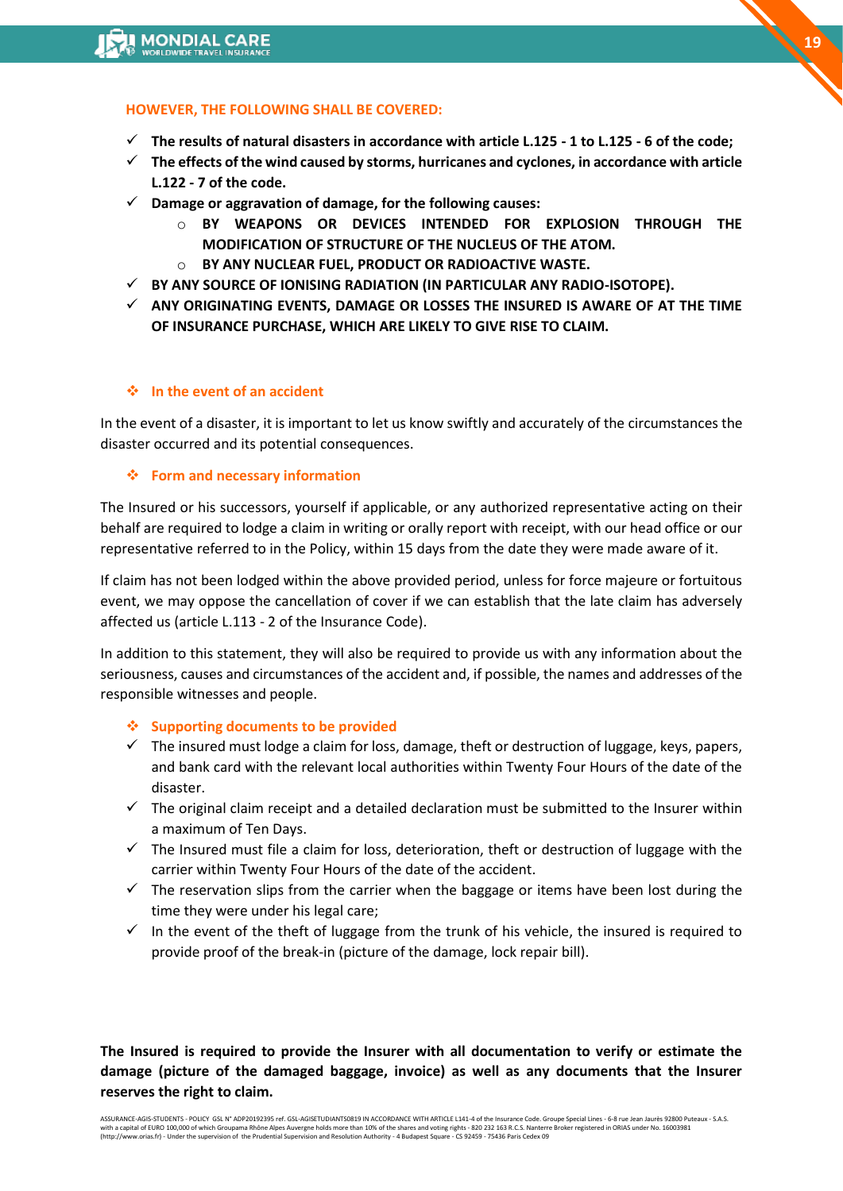**HOWEVER, THE FOLLOWING SHALL BE COVERED:**

- **The results of natural disasters in accordance with article L.125 - 1 to L.125 - 6 of the code;**
- **The effects of the wind caused by storms, hurricanes and cyclones, in accordance with article L.122 - 7 of the code.**
- **Damage or aggravation of damage, for the following causes:**
  - **BY WEAPONS OR DEVICES INTENDED FOR EXPLOSION THROUGH THE MODIFICATION OF STRUCTURE OF THE NUCLEUS OF THE ATOM.**
  - **BY ANY NUCLEAR FUEL, PRODUCT OR RADIOACTIVE WASTE.**
- **BY ANY SOURCE OF IONISING RADIATION (IN PARTICULAR ANY RADIO-ISOTOPE).**
- **ANY ORIGINATING EVENTS, DAMAGE OR LOSSES THE INSURED IS AWARE OF AT THE TIME OF INSURANCE PURCHASE, WHICH ARE LIKELY TO GIVE RISE TO CLAIM.**

### In the event of an accident

In the event of a disaster, it is important to let us know swiftly and accurately of the circumstances the disaster occurred and its potential consequences.

### Form and necessary information

The Insured or his successors, yourself if applicable, or any authorized representative acting on their behalf are required to lodge a claim in writing or orally report with receipt, with our head office or our representative referred to in the Policy, within 15 days from the date they were made aware of it.

If claim has not been lodged within the above provided period, unless for force majeure or fortuitous event, we may oppose the cancellation of cover if we can establish that the late claim has adversely affected us (article L.113 - 2 of the Insurance Code).

In addition to this statement, they will also be required to provide us with any information about the seriousness, causes and circumstances of the accident and, if possible, the names and addresses of the responsible witnesses and people.

### Supporting documents to be provided

- The insured must lodge a claim for loss, damage, theft or destruction of luggage, keys, papers, and bank card with the relevant local authorities within Twenty Four Hours of the date of the disaster.
- The original claim receipt and a detailed declaration must be submitted to the Insurer within a maximum of Ten Days.
- The Insured must file a claim for loss, deterioration, theft or destruction of luggage with the carrier within Twenty Four Hours of the date of the accident.
- The reservation slips from the carrier when the baggage or items have been lost during the time they were under his legal care;
- In the event of the theft of luggage from the trunk of his vehicle, the insured is required to provide proof of the break-in (picture of the damage, lock repair bill).

**The Insured is required to provide the Insurer with all documentation to verify or estimate the damage (picture of the damaged baggage, invoice) as well as any documents that the Insurer reserves the right to claim.**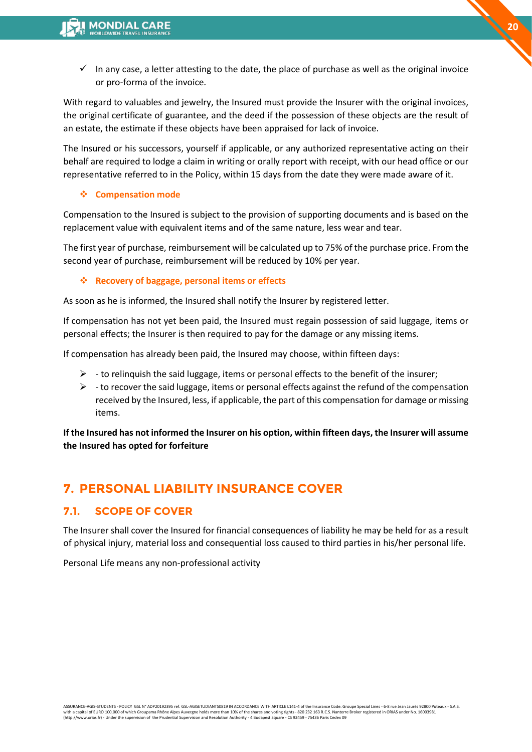- ✓ In any case, a letter attesting to the date, the place of purchase as well as the original invoice or pro-forma of the invoice.

With regard to valuables and jewelry, the Insured must provide the Insurer with the original invoices, the original certificate of guarantee, and the deed if the possession of these objects are the result of an estate, the estimate if these objects have been appraised for lack of invoice.

The Insured or his successors, yourself if applicable, or any authorized representative acting on their behalf are required to lodge a claim in writing or orally report with receipt, with our head office or our representative referred to in the Policy, within 15 days from the date they were made aware of it.

#### ❖ Compensation mode

Compensation to the Insured is subject to the provision of supporting documents and is based on the replacement value with equivalent items and of the same nature, less wear and tear.

The first year of purchase, reimbursement will be calculated up to 75% of the purchase price. From the second year of purchase, reimbursement will be reduced by 10% per year.

#### ❖ Recovery of baggage, personal items or effects

As soon as he is informed, the Insured shall notify the Insurer by registered letter.

If compensation has not yet been paid, the Insured must regain possession of said luggage, items or personal effects; the Insurer is then required to pay for the damage or any missing items.

If compensation has already been paid, the Insured may choose, within fifteen days:

- - to relinquish the said luggage, items or personal effects to the benefit of the insurer;
- - to recover the said luggage, items or personal effects against the refund of the compensation received by the Insured, less, if applicable, the part of this compensation for damage or missing items.

**If the Insured has not informed the Insurer on his option, within fifteen days, the Insurer will assume the Insured has opted for forfeiture**

# 7. PERSONAL LIABILITY INSURANCE COVER

## 7.1. SCOPE OF COVER

The Insurer shall cover the Insured for financial consequences of liability he may be held for as a result of physical injury, material loss and consequential loss caused to third parties in his/her personal life.

Personal Life means any non-professional activity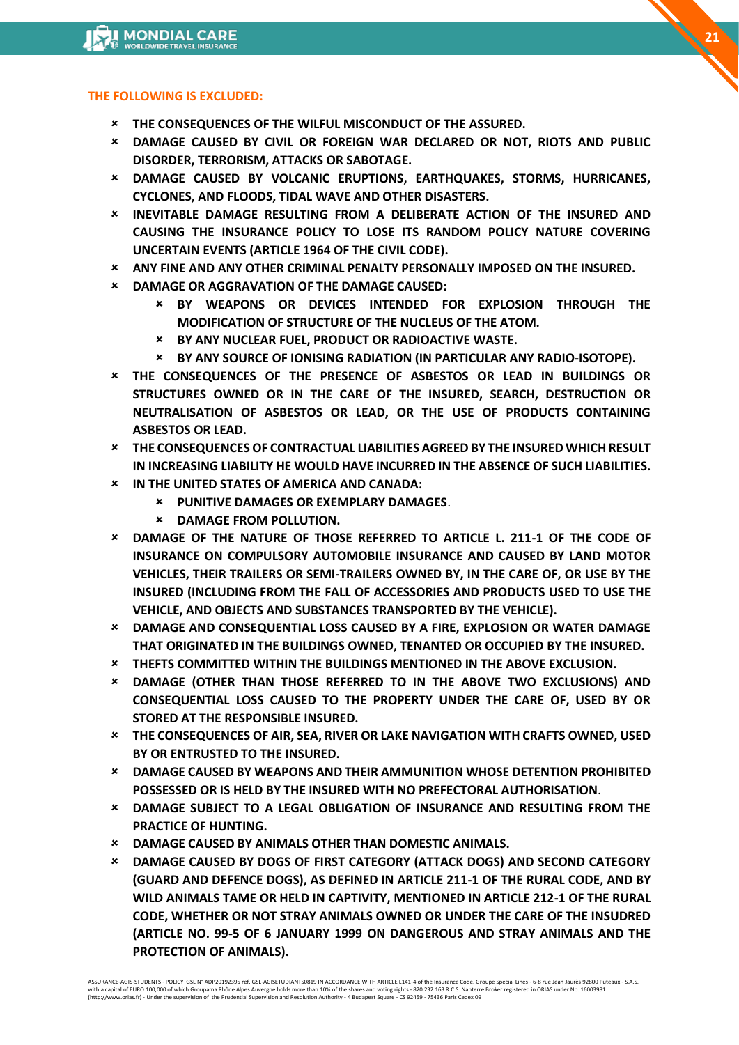**THE FOLLOWING IS EXCLUDED:**

- **THE CONSEQUENCES OF THE WILFUL MISCONDUCT OF THE ASSURED.**
- **DAMAGE CAUSED BY CIVIL OR FOREIGN WAR DECLARED OR NOT, RIOTS AND PUBLIC DISORDER, TERRORISM, ATTACKS OR SABOTAGE.**
- **DAMAGE CAUSED BY VOLCANIC ERUPTIONS, EARTHQUAKES, STORMS, HURRICANES, CYCLONES, AND FLOODS, TIDAL WAVE AND OTHER DISASTERS.**
- **INEVITABLE DAMAGE RESULTING FROM A DELIBERATE ACTION OF THE INSURED AND CAUSING THE INSURANCE POLICY TO LOSE ITS RANDOM POLICY NATURE COVERING UNCERTAIN EVENTS (ARTICLE 1964 OF THE CIVIL CODE).**
- **ANY FINE AND ANY OTHER CRIMINAL PENALTY PERSONALLY IMPOSED ON THE INSURED.**
- **DAMAGE OR AGGRAVATION OF THE DAMAGE CAUSED:**
  - **BY WEAPONS OR DEVICES INTENDED FOR EXPLOSION THROUGH THE MODIFICATION OF STRUCTURE OF THE NUCLEUS OF THE ATOM.**
  - **BY ANY NUCLEAR FUEL, PRODUCT OR RADIOACTIVE WASTE.**
  - **BY ANY SOURCE OF IONISING RADIATION (IN PARTICULAR ANY RADIO-ISOTOPE).**
- **THE CONSEQUENCES OF THE PRESENCE OF ASBESTOS OR LEAD IN BUILDINGS OR STRUCTURES OWNED OR IN THE CARE OF THE INSURED, SEARCH, DESTRUCTION OR NEUTRALISATION OF ASBESTOS OR LEAD, OR THE USE OF PRODUCTS CONTAINING ASBESTOS OR LEAD.**
- **THE CONSEQUENCES OF CONTRACTUAL LIABILITIES AGREED BY THE INSURED WHICH RESULT IN INCREASING LIABILITY HE WOULD HAVE INCURRED IN THE ABSENCE OF SUCH LIABILITIES.**
- **IN THE UNITED STATES OF AMERICA AND CANADA:**
  - **PUNITIVE DAMAGES OR EXEMPLARY DAMAGES**.
  - **DAMAGE FROM POLLUTION.**
- **DAMAGE OF THE NATURE OF THOSE REFERRED TO ARTICLE L. 211-1 OF THE CODE OF INSURANCE ON COMPULSORY AUTOMOBILE INSURANCE AND CAUSED BY LAND MOTOR VEHICLES, THEIR TRAILERS OR SEMI-TRAILERS OWNED BY, IN THE CARE OF, OR USE BY THE INSURED (INCLUDING FROM THE FALL OF ACCESSORIES AND PRODUCTS USED TO USE THE VEHICLE, AND OBJECTS AND SUBSTANCES TRANSPORTED BY THE VEHICLE).**
- **DAMAGE AND CONSEQUENTIAL LOSS CAUSED BY A FIRE, EXPLOSION OR WATER DAMAGE THAT ORIGINATED IN THE BUILDINGS OWNED, TENANTED OR OCCUPIED BY THE INSURED.**
- **THEFTS COMMITTED WITHIN THE BUILDINGS MENTIONED IN THE ABOVE EXCLUSION.**
- **DAMAGE (OTHER THAN THOSE REFERRED TO IN THE ABOVE TWO EXCLUSIONS) AND CONSEQUENTIAL LOSS CAUSED TO THE PROPERTY UNDER THE CARE OF, USED BY OR STORED AT THE RESPONSIBLE INSURED.**
- **THE CONSEQUENCES OF AIR, SEA, RIVER OR LAKE NAVIGATION WITH CRAFTS OWNED, USED BY OR ENTRUSTED TO THE INSURED.**
- **DAMAGE CAUSED BY WEAPONS AND THEIR AMMUNITION WHOSE DETENTION PROHIBITED POSSESSED OR IS HELD BY THE INSURED WITH NO PREFECTORAL AUTHORISATION**.
- **DAMAGE SUBJECT TO A LEGAL OBLIGATION OF INSURANCE AND RESULTING FROM THE PRACTICE OF HUNTING.**
- **DAMAGE CAUSED BY ANIMALS OTHER THAN DOMESTIC ANIMALS.**
- **DAMAGE CAUSED BY DOGS OF FIRST CATEGORY (ATTACK DOGS) AND SECOND CATEGORY (GUARD AND DEFENCE DOGS), AS DEFINED IN ARTICLE 211-1 OF THE RURAL CODE, AND BY WILD ANIMALS TAME OR HELD IN CAPTIVITY, MENTIONED IN ARTICLE 212-1 OF THE RURAL CODE, WHETHER OR NOT STRAY ANIMALS OWNED OR UNDER THE CARE OF THE INSUDRED (ARTICLE NO. 99-5 OF 6 JANUARY 1999 ON DANGEROUS AND STRAY ANIMALS AND THE PROTECTION OF ANIMALS).**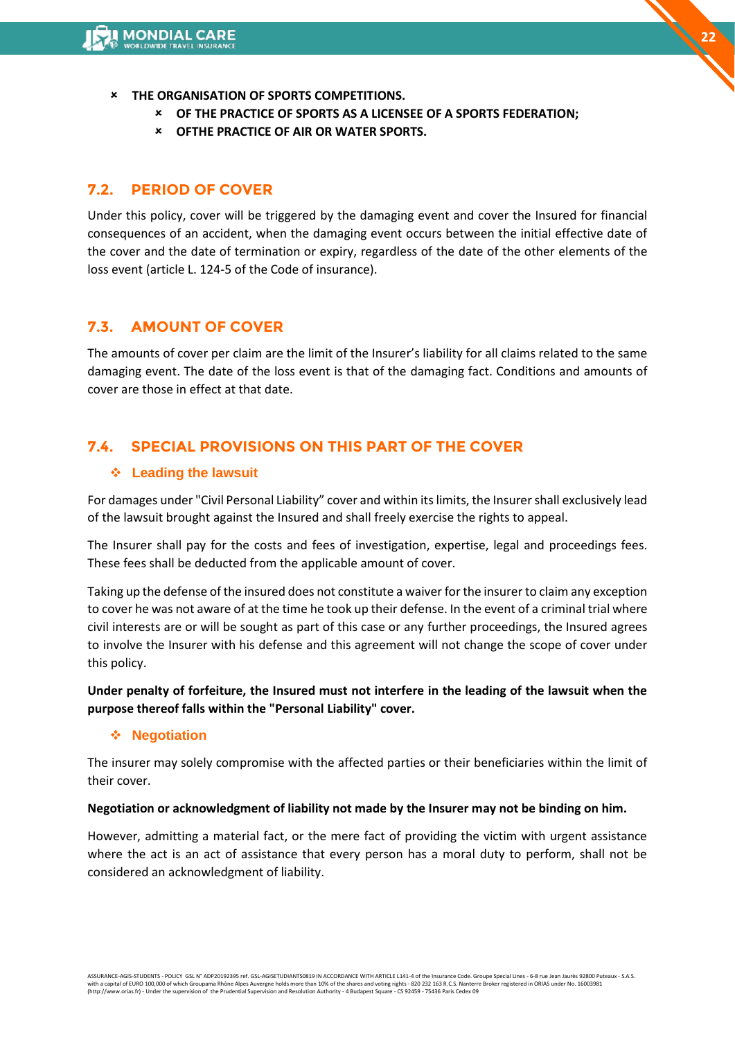- **THE ORGANISATION OF SPORTS COMPETITIONS.**
  - **OF THE PRACTICE OF SPORTS AS A LICENSEE OF A SPORTS FEDERATION;**
  - **OFTHE PRACTICE OF AIR OR WATER SPORTS.**

## 7.2. PERIOD OF COVER

Under this policy, cover will be triggered by the damaging event and cover the Insured for financial consequences of an accident, when the damaging event occurs between the initial effective date of the cover and the date of termination or expiry, regardless of the date of the other elements of the loss event (article L. 124-5 of the Code of insurance).

## 7.3. AMOUNT OF COVER

The amounts of cover per claim are the limit of the Insurer's liability for all claims related to the same damaging event. The date of the loss event is that of the damaging fact. Conditions and amounts of cover are those in effect at that date.

## 7.4. SPECIAL PROVISIONS ON THIS PART OF THE COVER

### Leading the lawsuit

For damages under "Civil Personal Liability" cover and within its limits, the Insurer shall exclusively lead of the lawsuit brought against the Insured and shall freely exercise the rights to appeal.

The Insurer shall pay for the costs and fees of investigation, expertise, legal and proceedings fees. These fees shall be deducted from the applicable amount of cover.

Taking up the defense of the insured does not constitute a waiver for the insurer to claim any exception to cover he was not aware of at the time he took up their defense. In the event of a criminal trial where civil interests are or will be sought as part of this case or any further proceedings, the Insured agrees to involve the Insurer with his defense and this agreement will not change the scope of cover under this policy.

**Under penalty of forfeiture, the Insured must not interfere in the leading of the lawsuit when the purpose thereof falls within the "Personal Liability" cover.**

### Negotiation

The insurer may solely compromise with the affected parties or their beneficiaries within the limit of their cover.

**Negotiation or acknowledgment of liability not made by the Insurer may not be binding on him.**

However, admitting a material fact, or the mere fact of providing the victim with urgent assistance where the act is an act of assistance that every person has a moral duty to perform, shall not be considered an acknowledgment of liability.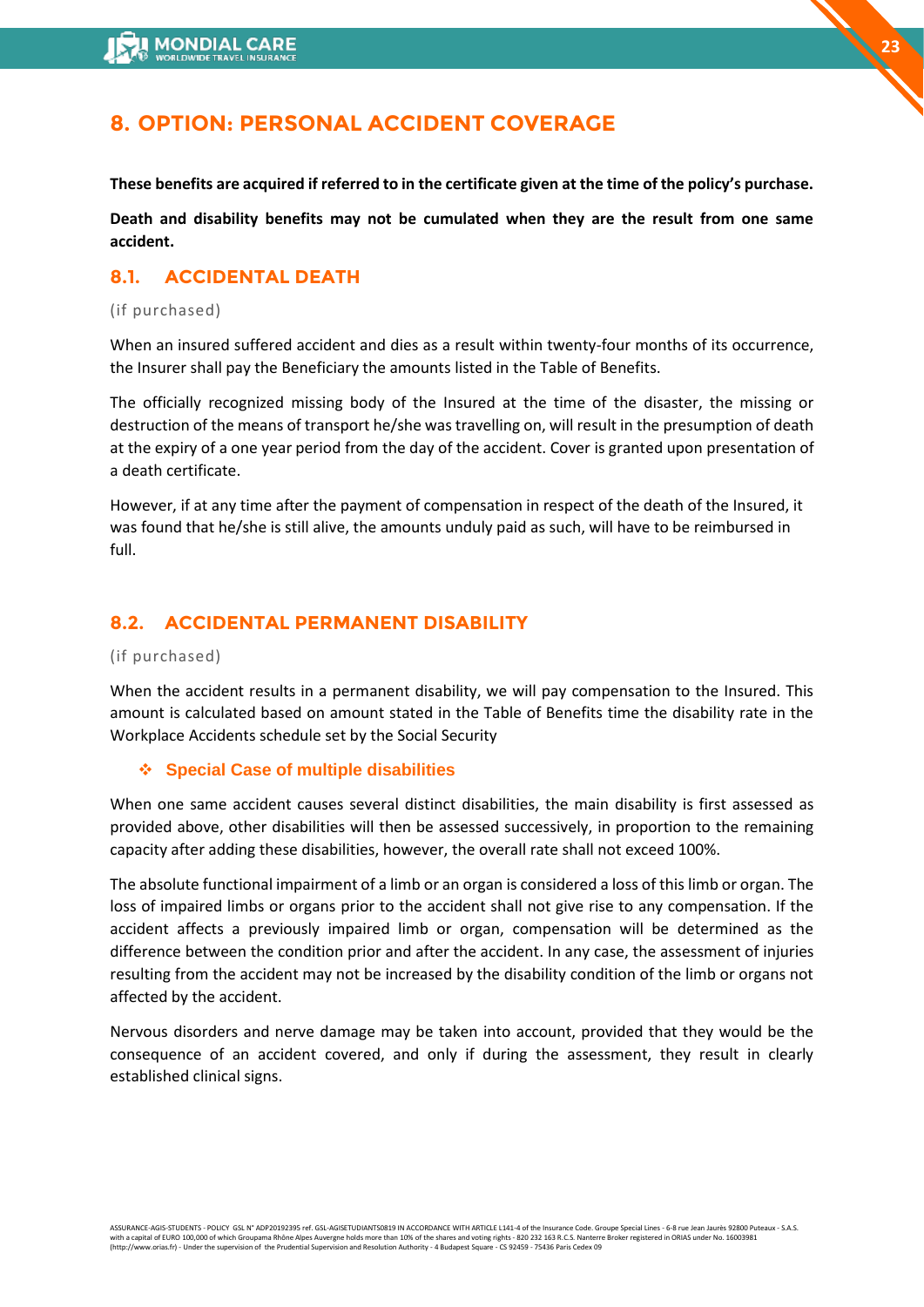# 8. OPTION: PERSONAL ACCIDENT COVERAGE

**These benefits are acquired if referred to in the certificate given at the time of the policy's purchase.**

**Death and disability benefits may not be cumulated when they are the result from one same accident.**

## 8.1. ACCIDENTAL DEATH

(if purchased)

When an insured suffered accident and dies as a result within twenty-four months of its occurrence, the Insurer shall pay the Beneficiary the amounts listed in the Table of Benefits.

The officially recognized missing body of the Insured at the time of the disaster, the missing or destruction of the means of transport he/she was travelling on, will result in the presumption of death at the expiry of a one year period from the day of the accident. Cover is granted upon presentation of a death certificate.

However, if at any time after the payment of compensation in respect of the death of the Insured, it was found that he/she is still alive, the amounts unduly paid as such, will have to be reimbursed in full.

## 8.2. ACCIDENTAL PERMANENT DISABILITY

(if purchased)

When the accident results in a permanent disability, we will pay compensation to the Insured. This amount is calculated based on amount stated in the Table of Benefits time the disability rate in the Workplace Accidents schedule set by the Social Security

### ❖ Special Case of multiple disabilities

When one same accident causes several distinct disabilities, the main disability is first assessed as provided above, other disabilities will then be assessed successively, in proportion to the remaining capacity after adding these disabilities, however, the overall rate shall not exceed 100%.

The absolute functional impairment of a limb or an organ is considered a loss of this limb or organ. The loss of impaired limbs or organs prior to the accident shall not give rise to any compensation. If the accident affects a previously impaired limb or organ, compensation will be determined as the difference between the condition prior and after the accident. In any case, the assessment of injuries resulting from the accident may not be increased by the disability condition of the limb or organs not affected by the accident.

Nervous disorders and nerve damage may be taken into account, provided that they would be the consequence of an accident covered, and only if during the assessment, they result in clearly established clinical signs.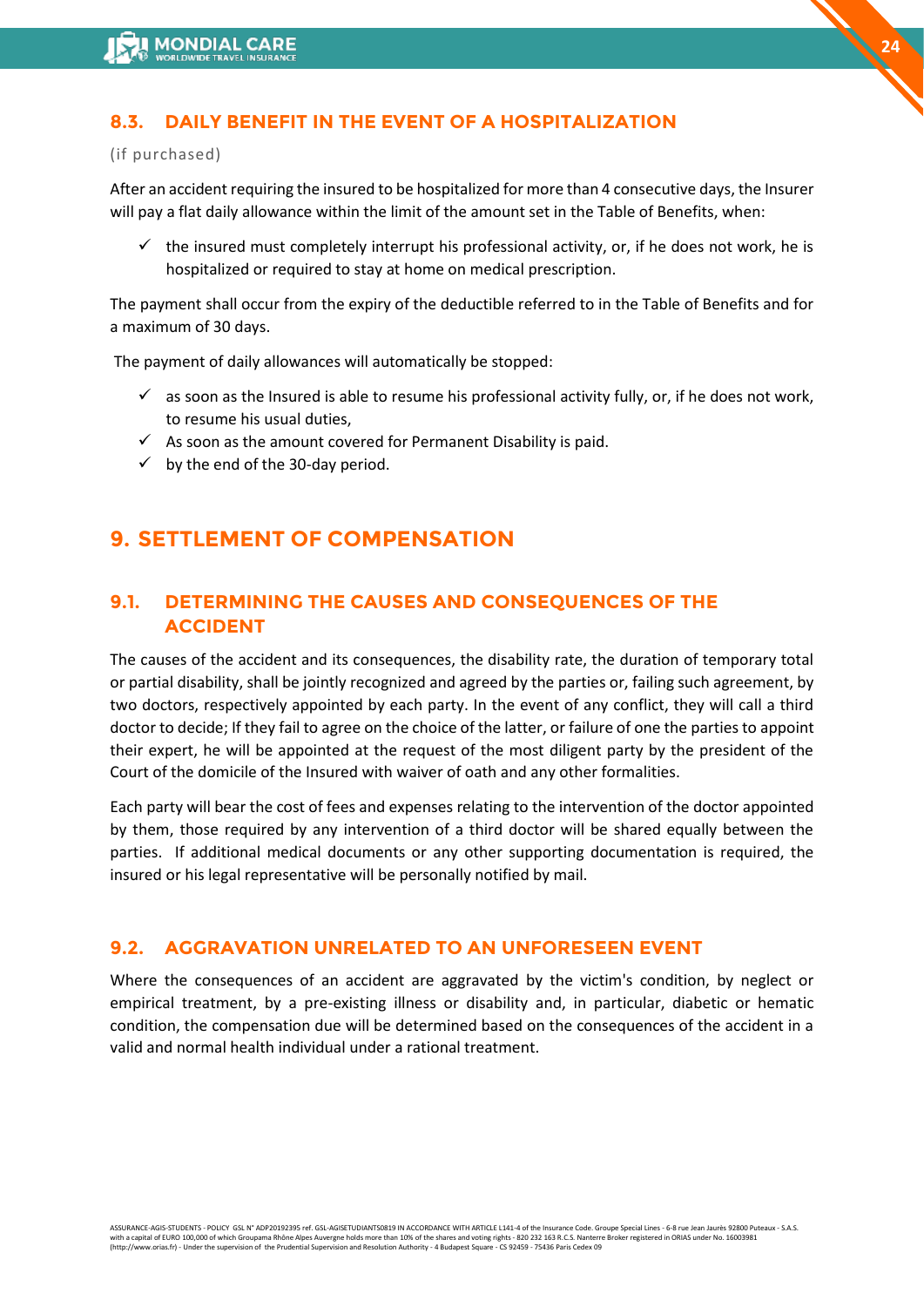### 8.3. DAILY BENEFIT IN THE EVENT OF A HOSPITALIZATION

(if purchased)

After an accident requiring the insured to be hospitalized for more than 4 consecutive days, the Insurer will pay a flat daily allowance within the limit of the amount set in the Table of Benefits, when:

- ✓ the insured must completely interrupt his professional activity, or, if he does not work, he is hospitalized or required to stay at home on medical prescription.

The payment shall occur from the expiry of the deductible referred to in the Table of Benefits and for a maximum of 30 days.

The payment of daily allowances will automatically be stopped:

- ✓ as soon as the Insured is able to resume his professional activity fully, or, if he does not work, to resume his usual duties,
- ✓ As soon as the amount covered for Permanent Disability is paid.
- ✓ by the end of the 30-day period.

## 9. SETTLEMENT OF COMPENSATION

### 9.1. DETERMINING THE CAUSES AND CONSEQUENCES OF THE ACCIDENT

The causes of the accident and its consequences, the disability rate, the duration of temporary total or partial disability, shall be jointly recognized and agreed by the parties or, failing such agreement, by two doctors, respectively appointed by each party. In the event of any conflict, they will call a third doctor to decide; If they fail to agree on the choice of the latter, or failure of one the parties to appoint their expert, he will be appointed at the request of the most diligent party by the president of the Court of the domicile of the Insured with waiver of oath and any other formalities.

Each party will bear the cost of fees and expenses relating to the intervention of the doctor appointed by them, those required by any intervention of a third doctor will be shared equally between the parties. If additional medical documents or any other supporting documentation is required, the insured or his legal representative will be personally notified by mail.

### 9.2. AGGRAVATION UNRELATED TO AN UNFORESEEN EVENT

Where the consequences of an accident are aggravated by the victim's condition, by neglect or empirical treatment, by a pre-existing illness or disability and, in particular, diabetic or hematic condition, the compensation due will be determined based on the consequences of the accident in a valid and normal health individual under a rational treatment.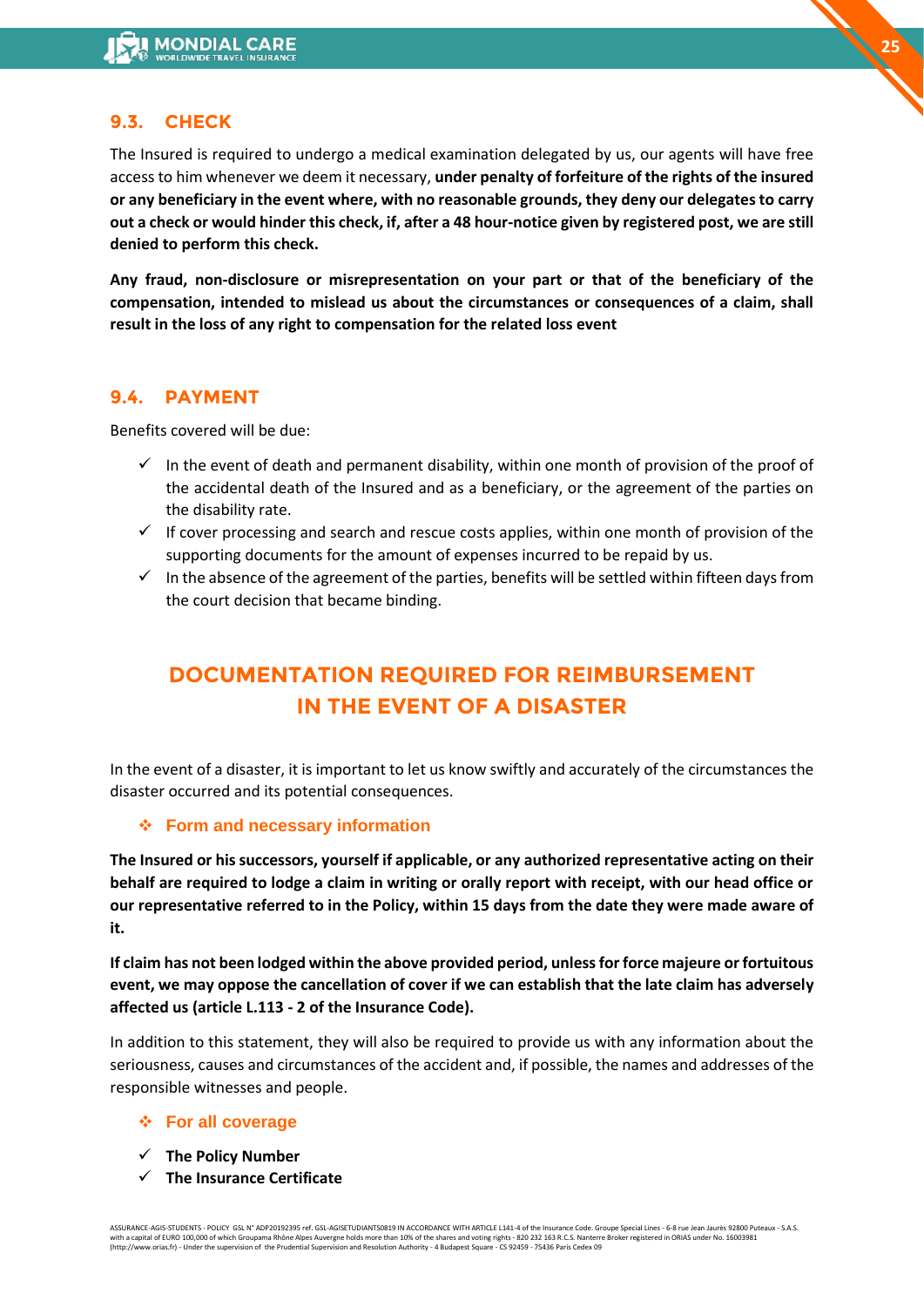## 9.3. CHECK

The Insured is required to undergo a medical examination delegated by us, our agents will have free access to him whenever we deem it necessary, **under penalty of forfeiture of the rights of the insured or any beneficiary in the event where, with no reasonable grounds, they deny our delegates to carry out a check or would hinder this check, if, after a 48 hour-notice given by registered post, we are still denied to perform this check.**

**Any fraud, non-disclosure or misrepresentation on your part or that of the beneficiary of the compensation, intended to mislead us about the circumstances or consequences of a claim, shall result in the loss of any right to compensation for the related loss event**

## 9.4. PAYMENT

Benefits covered will be due:

- ✓ In the event of death and permanent disability, within one month of provision of the proof of the accidental death of the Insured and as a beneficiary, or the agreement of the parties on the disability rate.
- ✓ If cover processing and search and rescue costs applies, within one month of provision of the supporting documents for the amount of expenses incurred to be repaid by us.
- ✓ In the absence of the agreement of the parties, benefits will be settled within fifteen days from the court decision that became binding.

# DOCUMENTATION REQUIRED FOR REIMBURSEMENT IN THE EVENT OF A DISASTER

In the event of a disaster, it is important to let us know swiftly and accurately of the circumstances the disaster occurred and its potential consequences.

### ❖ Form and necessary information

**The Insured or his successors, yourself if applicable, or any authorized representative acting on their behalf are required to lodge a claim in writing or orally report with receipt, with our head office or our representative referred to in the Policy, within 15 days from the date they were made aware of it.**

**If claim has not been lodged within the above provided period, unless for force majeure or fortuitous event, we may oppose the cancellation of cover if we can establish that the late claim has adversely affected us (article L.113 - 2 of the Insurance Code).**

In addition to this statement, they will also be required to provide us with any information about the seriousness, causes and circumstances of the accident and, if possible, the names and addresses of the responsible witnesses and people.

### ❖ For all coverage

- ✓ **The Policy Number**
- ✓ **The Insurance Certificate**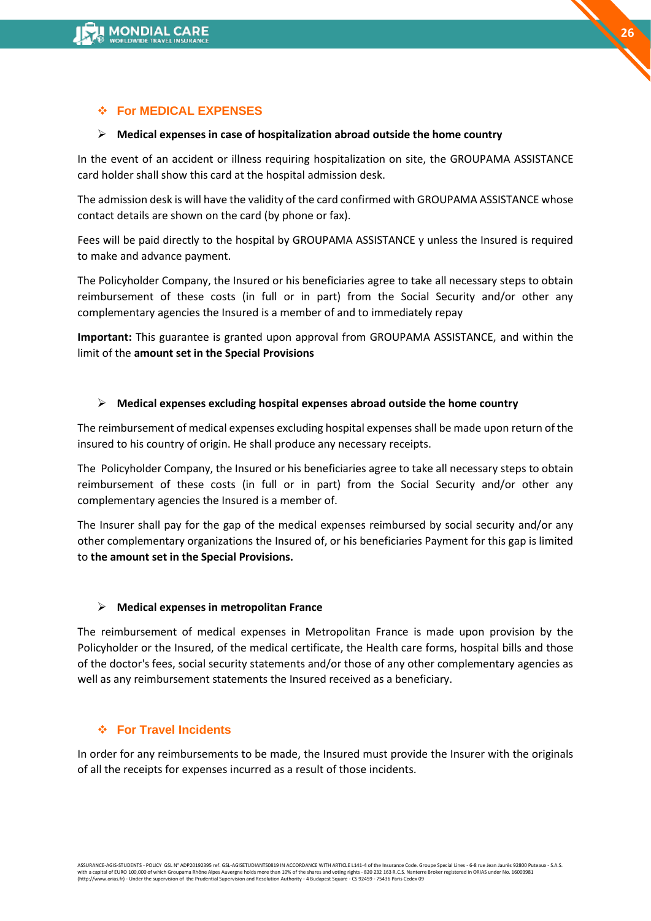## ❖ For MEDICAL EXPENSES

### ➢ Medical expenses in case of hospitalization abroad outside the home country

In the event of an accident or illness requiring hospitalization on site, the GROUPAMA ASSISTANCE card holder shall show this card at the hospital admission desk.

The admission desk is will have the validity of the card confirmed with GROUPAMA ASSISTANCE whose contact details are shown on the card (by phone or fax).

Fees will be paid directly to the hospital by GROUPAMA ASSISTANCE y unless the Insured is required to make and advance payment.

The Policyholder Company, the Insured or his beneficiaries agree to take all necessary steps to obtain reimbursement of these costs (in full or in part) from the Social Security and/or other any complementary agencies the Insured is a member of and to immediately repay

**Important:** This guarantee is granted upon approval from GROUPAMA ASSISTANCE, and within the limit of the **amount set in the Special Provisions**

### ➢ Medical expenses excluding hospital expenses abroad outside the home country

The reimbursement of medical expenses excluding hospital expenses shall be made upon return of the insured to his country of origin. He shall produce any necessary receipts.

The Policyholder Company, the Insured or his beneficiaries agree to take all necessary steps to obtain reimbursement of these costs (in full or in part) from the Social Security and/or other any complementary agencies the Insured is a member of.

The Insurer shall pay for the gap of the medical expenses reimbursed by social security and/or any other complementary organizations the Insured of, or his beneficiaries Payment for this gap is limited to **the amount set in the Special Provisions.**

### ➢ Medical expenses in metropolitan France

The reimbursement of medical expenses in Metropolitan France is made upon provision by the Policyholder or the Insured, of the medical certificate, the Health care forms, hospital bills and those of the doctor's fees, social security statements and/or those of any other complementary agencies as well as any reimbursement statements the Insured received as a beneficiary.

## ❖ For Travel Incidents

In order for any reimbursements to be made, the Insured must provide the Insurer with the originals of all the receipts for expenses incurred as a result of those incidents.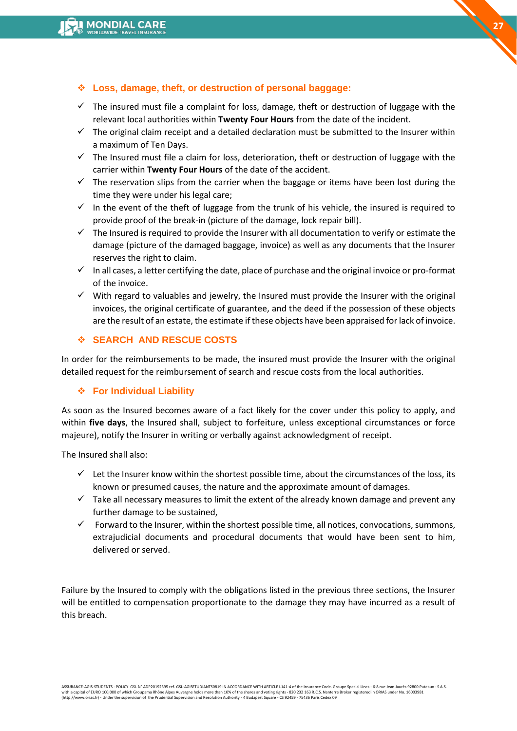### Loss, damage, theft, or destruction of personal baggage:

- The insured must file a complaint for loss, damage, theft or destruction of luggage with the relevant local authorities within **Twenty Four Hours** from the date of the incident.
- The original claim receipt and a detailed declaration must be submitted to the Insurer within a maximum of Ten Days.
- The Insured must file a claim for loss, deterioration, theft or destruction of luggage with the carrier within **Twenty Four Hours** of the date of the accident.
- The reservation slips from the carrier when the baggage or items have been lost during the time they were under his legal care;
- In the event of the theft of luggage from the trunk of his vehicle, the insured is required to provide proof of the break-in (picture of the damage, lock repair bill).
- The Insured is required to provide the Insurer with all documentation to verify or estimate the damage (picture of the damaged baggage, invoice) as well as any documents that the Insurer reserves the right to claim.
- In all cases, a letter certifying the date, place of purchase and the original invoice or pro-format of the invoice.
- With regard to valuables and jewelry, the Insured must provide the Insurer with the original invoices, the original certificate of guarantee, and the deed if the possession of these objects are the result of an estate, the estimate if these objects have been appraised for lack of invoice.

### SEARCH AND RESCUE COSTS

In order for the reimbursements to be made, the insured must provide the Insurer with the original detailed request for the reimbursement of search and rescue costs from the local authorities.

### For Individual Liability

As soon as the Insured becomes aware of a fact likely for the cover under this policy to apply, and within **five days**, the Insured shall, subject to forfeiture, unless exceptional circumstances or force majeure), notify the Insurer in writing or verbally against acknowledgment of receipt.

The Insured shall also:

- Let the Insurer know within the shortest possible time, about the circumstances of the loss, its known or presumed causes, the nature and the approximate amount of damages.
- Take all necessary measures to limit the extent of the already known damage and prevent any further damage to be sustained,
- Forward to the Insurer, within the shortest possible time, all notices, convocations, summons, extrajudicial documents and procedural documents that would have been sent to him, delivered or served.

Failure by the Insured to comply with the obligations listed in the previous three sections, the Insurer will be entitled to compensation proportionate to the damage they may have incurred as a result of this breach.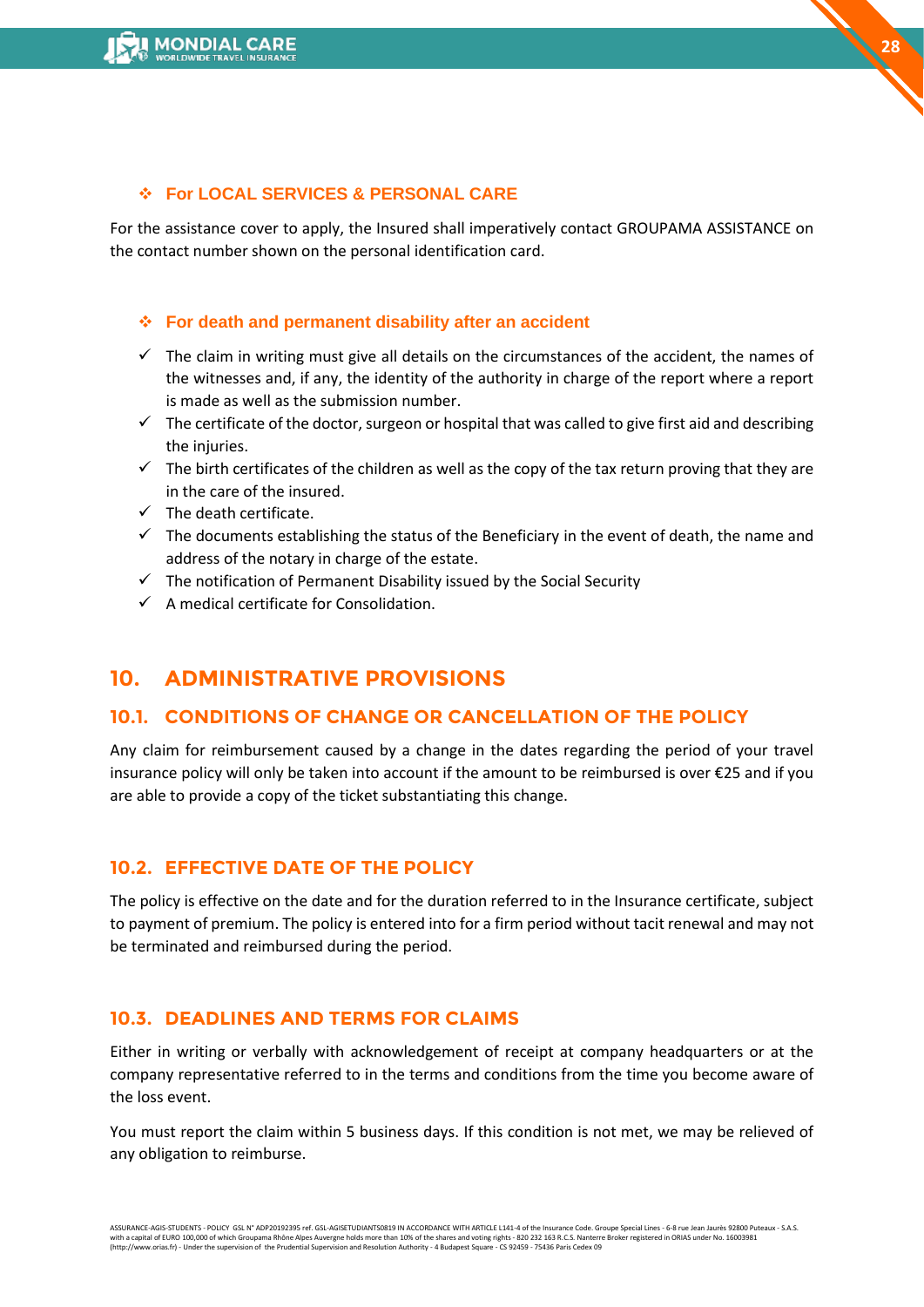### ❖ For LOCAL SERVICES & PERSONAL CARE

For the assistance cover to apply, the Insured shall imperatively contact GROUPAMA ASSISTANCE on the contact number shown on the personal identification card.

### ❖ For death and permanent disability after an accident

- ✓ The claim in writing must give all details on the circumstances of the accident, the names of the witnesses and, if any, the identity of the authority in charge of the report where a report is made as well as the submission number.
- ✓ The certificate of the doctor, surgeon or hospital that was called to give first aid and describing the injuries.
- ✓ The birth certificates of the children as well as the copy of the tax return proving that they are in the care of the insured.
- ✓ The death certificate.
- ✓ The documents establishing the status of the Beneficiary in the event of death, the name and address of the notary in charge of the estate.
- ✓ The notification of Permanent Disability issued by the Social Security
- ✓ A medical certificate for Consolidation.

# 10. ADMINISTRATIVE PROVISIONS

## 10.1. CONDITIONS OF CHANGE OR CANCELLATION OF THE POLICY

Any claim for reimbursement caused by a change in the dates regarding the period of your travel insurance policy will only be taken into account if the amount to be reimbursed is over €25 and if you are able to provide a copy of the ticket substantiating this change.

## 10.2. EFFECTIVE DATE OF THE POLICY

The policy is effective on the date and for the duration referred to in the Insurance certificate, subject to payment of premium. The policy is entered into for a firm period without tacit renewal and may not be terminated and reimbursed during the period.

## 10.3. DEADLINES AND TERMS FOR CLAIMS

Either in writing or verbally with acknowledgement of receipt at company headquarters or at the company representative referred to in the terms and conditions from the time you become aware of the loss event.

You must report the claim within 5 business days. If this condition is not met, we may be relieved of any obligation to reimburse.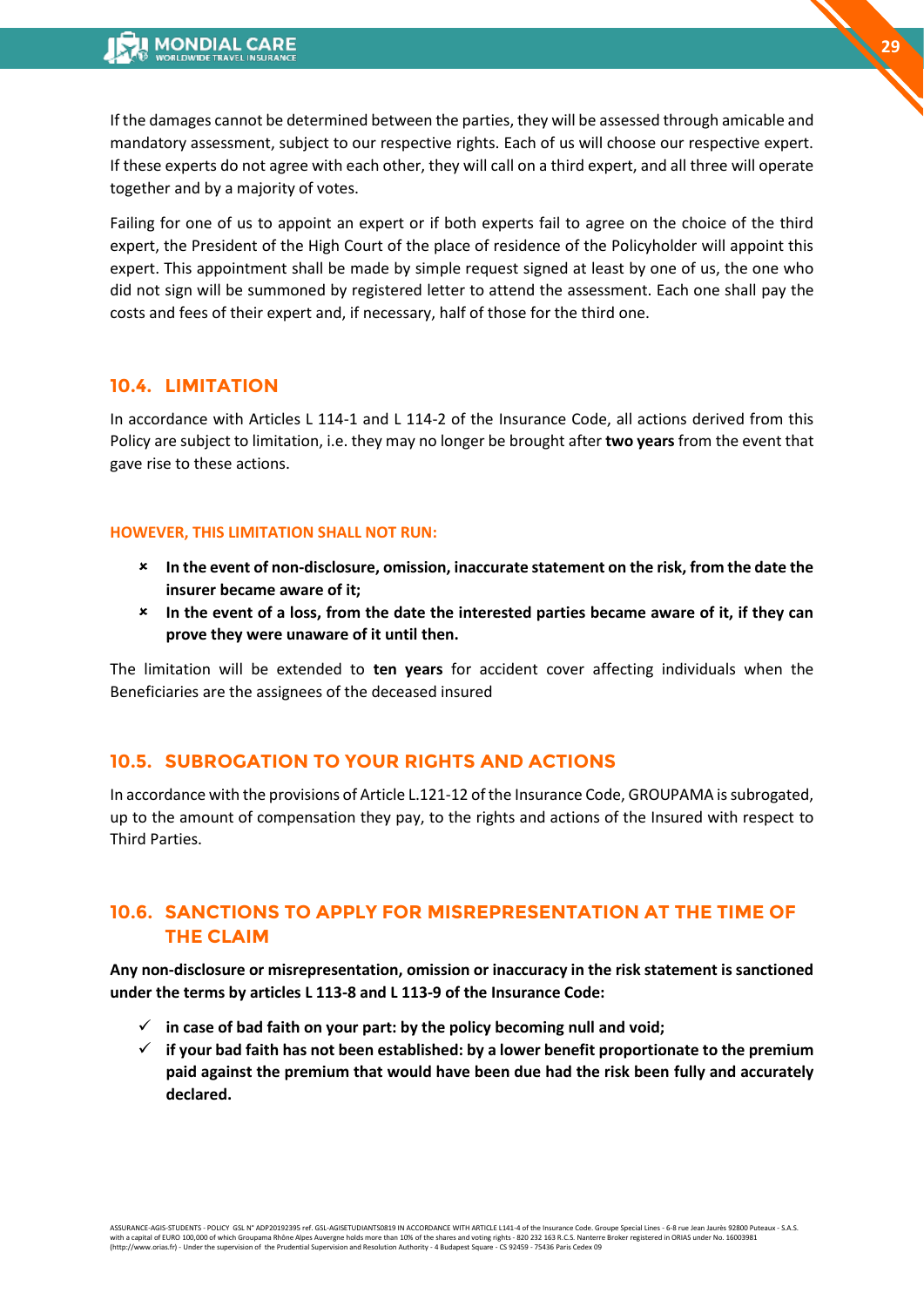If the damages cannot be determined between the parties, they will be assessed through amicable and mandatory assessment, subject to our respective rights. Each of us will choose our respective expert. If these experts do not agree with each other, they will call on a third expert, and all three will operate together and by a majority of votes.

Failing for one of us to appoint an expert or if both experts fail to agree on the choice of the third expert, the President of the High Court of the place of residence of the Policyholder will appoint this expert. This appointment shall be made by simple request signed at least by one of us, the one who did not sign will be summoned by registered letter to attend the assessment. Each one shall pay the costs and fees of their expert and, if necessary, half of those for the third one.

## 10.4. LIMITATION

In accordance with Articles L 114-1 and L 114-2 of the Insurance Code, all actions derived from this Policy are subject to limitation, i.e. they may no longer be brought after **two years** from the event that gave rise to these actions.

**HOWEVER, THIS LIMITATION SHALL NOT RUN:**

- **In the event of non-disclosure, omission, inaccurate statement on the risk, from the date the insurer became aware of it;**
- **In the event of a loss, from the date the interested parties became aware of it, if they can prove they were unaware of it until then.**

The limitation will be extended to **ten years** for accident cover affecting individuals when the Beneficiaries are the assignees of the deceased insured

## 10.5. SUBROGATION TO YOUR RIGHTS AND ACTIONS

In accordance with the provisions of Article L.121-12 of the Insurance Code, GROUPAMA is subrogated, up to the amount of compensation they pay, to the rights and actions of the Insured with respect to Third Parties.

## 10.6. SANCTIONS TO APPLY FOR MISREPRESENTATION AT THE TIME OF THE CLAIM

**Any non-disclosure or misrepresentation, omission or inaccuracy in the risk statement is sanctioned under the terms by articles L 113-8 and L 113-9 of the Insurance Code:**

- ✓ **in case of bad faith on your part: by the policy becoming null and void;**
- ✓ **if your bad faith has not been established: by a lower benefit proportionate to the premium paid against the premium that would have been due had the risk been fully and accurately declared.**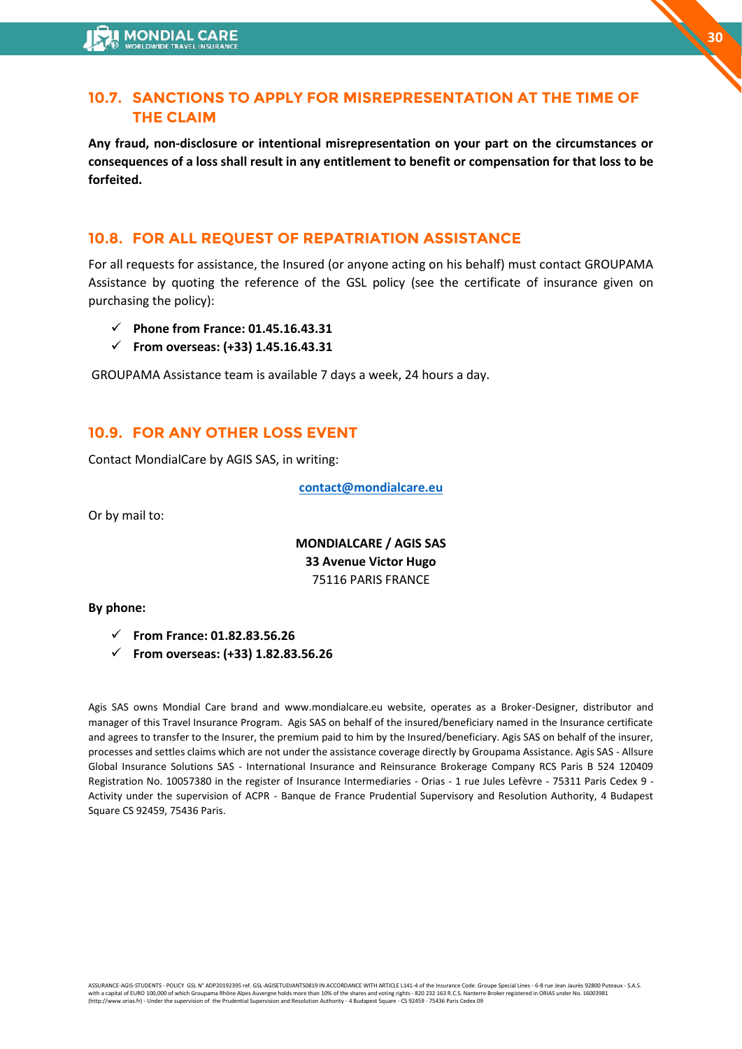## 10.7. SANCTIONS TO APPLY FOR MISREPRESENTATION AT THE TIME OF THE CLAIM

**Any fraud, non-disclosure or intentional misrepresentation on your part on the circumstances or consequences of a loss shall result in any entitlement to benefit or compensation for that loss to be forfeited.**

## 10.8. FOR ALL REQUEST OF REPATRIATION ASSISTANCE

For all requests for assistance, the Insured (or anyone acting on his behalf) must contact GROUPAMA Assistance by quoting the reference of the GSL policy (see the certificate of insurance given on purchasing the policy):

- ✓ **Phone from France: 01.45.16.43.31**
- ✓ **From overseas: (+33) 1.45.16.43.31**

GROUPAMA Assistance team is available 7 days a week, 24 hours a day.

## 10.9. FOR ANY OTHER LOSS EVENT

Contact MondialCare by AGIS SAS, in writing:

contact@mondialcare.eu

Or by mail to:

**MONDIALCARE / AGIS SAS**
**33 Avenue Victor Hugo**
75116 PARIS FRANCE

**By phone:**

- ✓ **From France: 01.82.83.56.26**
- ✓ **From overseas: (+33) 1.82.83.56.26**

Agis SAS owns Mondial Care brand and www.mondialcare.eu website, operates as a Broker-Designer, distributor and manager of this Travel Insurance Program. Agis SAS on behalf of the insured/beneficiary named in the Insurance certificate and agrees to transfer to the Insurer, the premium paid to him by the Insured/beneficiary. Agis SAS on behalf of the insurer, processes and settles claims which are not under the assistance coverage directly by Groupama Assistance. Agis SAS - Allsure Global Insurance Solutions SAS - International Insurance and Reinsurance Brokerage Company RCS Paris B 524 120409 Registration No. 10057380 in the register of Insurance Intermediaries - Orias - 1 rue Jules Lefèvre - 75311 Paris Cedex 9 - Activity under the supervision of ACPR - Banque de France Prudential Supervisory and Resolution Authority, 4 Budapest Square CS 92459, 75436 Paris.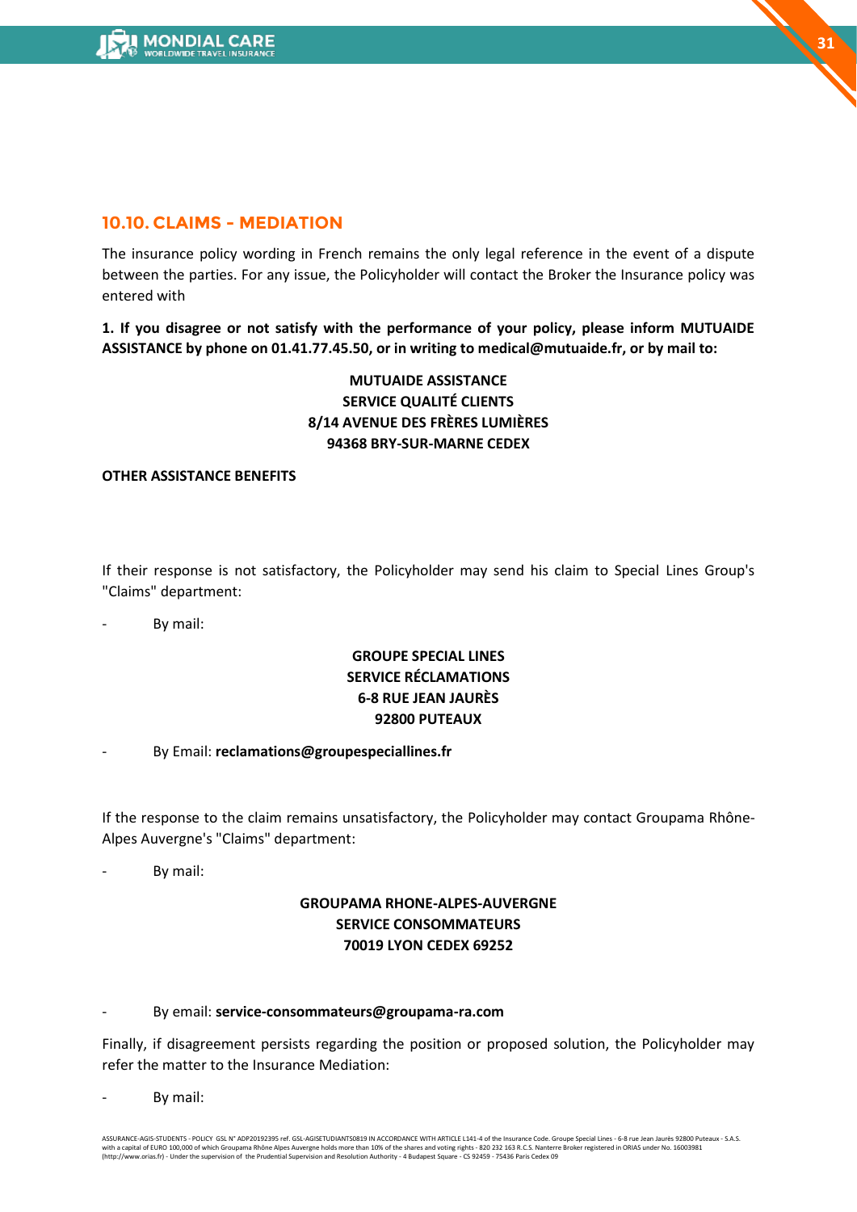## 10.10. CLAIMS - MEDIATION

The insurance policy wording in French remains the only legal reference in the event of a dispute between the parties. For any issue, the Policyholder will contact the Broker the Insurance policy was entered with

**1. If you disagree or not satisfy with the performance of your policy, please inform MUTUAIDE ASSISTANCE by phone on 01.41.77.45.50, or in writing to medical@mutuaide.fr, or by mail to:**

**MUTUAIDE ASSISTANCE**
**SERVICE QUALITÉ CLIENTS**
**8/14 AVENUE DES FRÈRES LUMIÈRES**
**94368 BRY-SUR-MARNE CEDEX**

**OTHER ASSISTANCE BENEFITS**

If their response is not satisfactory, the Policyholder may send his claim to Special Lines Group's "Claims" department:

- By mail:

**GROUPE SPECIAL LINES**
**SERVICE RÉCLAMATIONS**
**6-8 RUE JEAN JAURÈS**
**92800 PUTEAUX**

- By Email: **reclamations@groupespeciallines.fr**

If the response to the claim remains unsatisfactory, the Policyholder may contact Groupama Rhône-Alpes Auvergne's "Claims" department:

- By mail:

**GROUPAMA RHONE-ALPES-AUVERGNE**
**SERVICE CONSOMMATEURS**
**70019 LYON CEDEX 69252**

- By email: **service-consommateurs@groupama-ra.com**

Finally, if disagreement persists regarding the position or proposed solution, the Policyholder may refer the matter to the Insurance Mediation:

- By mail: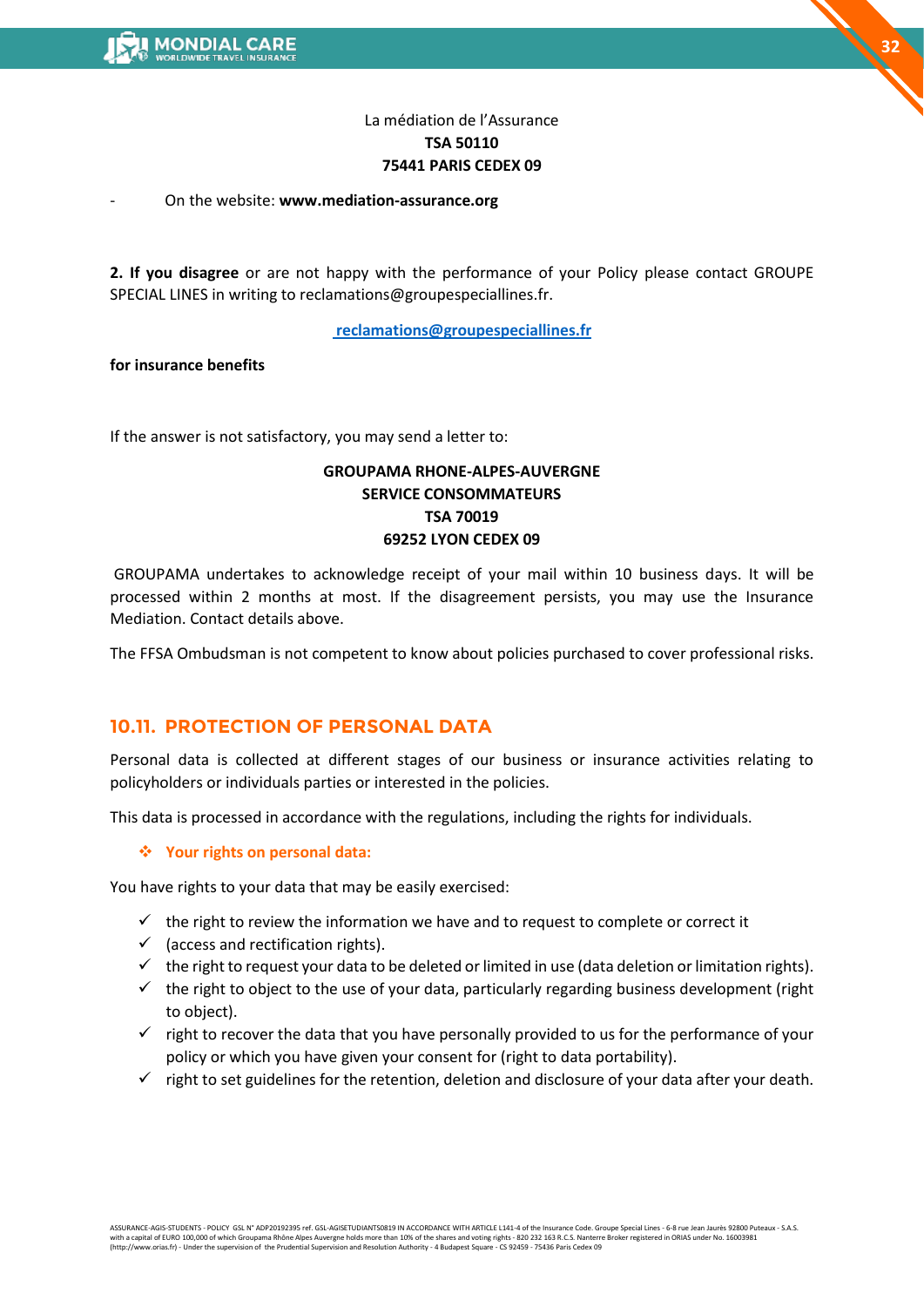La médiation de l'Assurance
**TSA 50110**
**75441 PARIS CEDEX 09**

- On the website: **www.mediation-assurance.org**

**2. If you disagree** or are not happy with the performance of your Policy please contact GROUPE SPECIAL LINES in writing to reclamations@groupespeciallines.fr.

[reclamations@groupespeciallines.fr](mailto:reclamations@groupespeciallines.fr)

**for insurance benefits**

If the answer is not satisfactory, you may send a letter to:

**GROUPAMA RHONE-ALPES-AUVERGNE**
**SERVICE CONSOMMATEURS**
**TSA 70019**
**69252 LYON CEDEX 09**

GROUPAMA undertakes to acknowledge receipt of your mail within 10 business days. It will be processed within 2 months at most. If the disagreement persists, you may use the Insurance Mediation. Contact details above.

The FFSA Ombudsman is not competent to know about policies purchased to cover professional risks.

## 10.11. PROTECTION OF PERSONAL DATA

Personal data is collected at different stages of our business or insurance activities relating to policyholders or individuals parties or interested in the policies.

This data is processed in accordance with the regulations, including the rights for individuals.

- **Your rights on personal data:**

You have rights to your data that may be easily exercised:

- the right to review the information we have and to request to complete or correct it
- (access and rectification rights).
- the right to request your data to be deleted or limited in use (data deletion or limitation rights).
- the right to object to the use of your data, particularly regarding business development (right to object).
- right to recover the data that you have personally provided to us for the performance of your policy or which you have given your consent for (right to data portability).
- right to set guidelines for the retention, deletion and disclosure of your data after your death.

ASSURANCE-AGIS-STUDENTS - POLICY GSL N° ADP20192395 ref. GSL-AGISETUDIANTS0819 IN ACCORDANCE WITH ARTICLE L141-4 of the Insurance Code. Groupe Special Lines - 6-8 rue Jean Jaurès 92800 Puteaux - S.A.S. with a capital of EURO 100,000 of which Groupama Rhône Alpes Auvergne holds more than 10% of the shares and voting rights - 820 232 163 R.C.S. Nanterre Broker registered in ORIAS under No. 16003981 (http://www.orias.fr) - Under the supervision of the Prudential Supervision and Resolution Authority - 4 Budapest Square - CS 92459 - 75436 Paris Cedex 09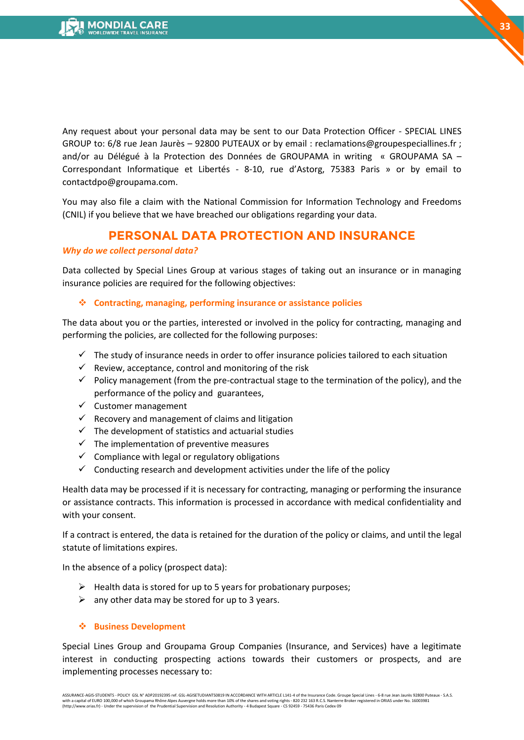Any request about your personal data may be sent to our Data Protection Officer - SPECIAL LINES GROUP to: 6/8 rue Jean Jaurès – 92800 PUTEAUX or by email : reclamations@groupespeciallines.fr ; and/or au Délégué à la Protection des Données de GROUPAMA in writing « GROUPAMA SA – Correspondant Informatique et Libertés - 8-10, rue d'Astorg, 75383 Paris » or by email to contactdpo@groupama.com.

You may also file a claim with the National Commission for Information Technology and Freedoms (CNIL) if you believe that we have breached our obligations regarding your data.

## PERSONAL DATA PROTECTION AND INSURANCE

***Why do we collect personal data?***

Data collected by Special Lines Group at various stages of taking out an insurance or in managing insurance policies are required for the following objectives:

### ❖ Contracting, managing, performing insurance or assistance policies

The data about you or the parties, interested or involved in the policy for contracting, managing and performing the policies, are collected for the following purposes:

- ✓ The study of insurance needs in order to offer insurance policies tailored to each situation
- ✓ Review, acceptance, control and monitoring of the risk
- ✓ Policy management (from the pre-contractual stage to the termination of the policy), and the performance of the policy and guarantees,
- ✓ Customer management
- ✓ Recovery and management of claims and litigation
- ✓ The development of statistics and actuarial studies
- ✓ The implementation of preventive measures
- ✓ Compliance with legal or regulatory obligations
- ✓ Conducting research and development activities under the life of the policy

Health data may be processed if it is necessary for contracting, managing or performing the insurance or assistance contracts. This information is processed in accordance with medical confidentiality and with your consent.

If a contract is entered, the data is retained for the duration of the policy or claims, and until the legal statute of limitations expires.

In the absence of a policy (prospect data):

- ➢ Health data is stored for up to 5 years for probationary purposes;
- ➢ any other data may be stored for up to 3 years.

### ❖ Business Development

Special Lines Group and Groupama Group Companies (Insurance, and Services) have a legitimate interest in conducting prospecting actions towards their customers or prospects, and are implementing processes necessary to: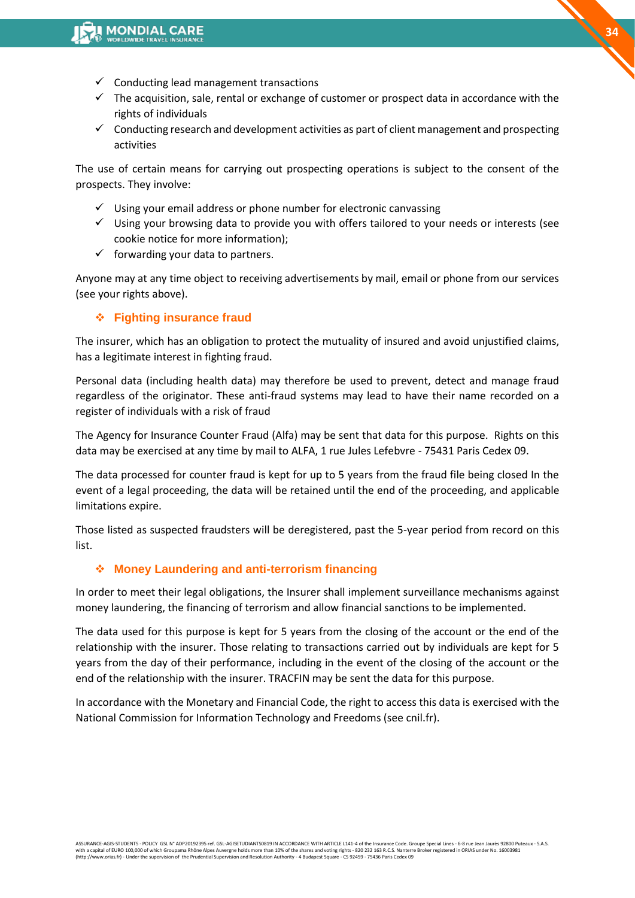- ✓ Conducting lead management transactions
- ✓ The acquisition, sale, rental or exchange of customer or prospect data in accordance with the rights of individuals
- ✓ Conducting research and development activities as part of client management and prospecting activities

The use of certain means for carrying out prospecting operations is subject to the consent of the prospects. They involve:

- ✓ Using your email address or phone number for electronic canvassing
- ✓ Using your browsing data to provide you with offers tailored to your needs or interests (see cookie notice for more information);
- ✓ forwarding your data to partners.

Anyone may at any time object to receiving advertisements by mail, email or phone from our services (see your rights above).

### ❖ Fighting insurance fraud

The insurer, which has an obligation to protect the mutuality of insured and avoid unjustified claims, has a legitimate interest in fighting fraud.

Personal data (including health data) may therefore be used to prevent, detect and manage fraud regardless of the originator. These anti-fraud systems may lead to have their name recorded on a register of individuals with a risk of fraud

The Agency for Insurance Counter Fraud (Alfa) may be sent that data for this purpose. Rights on this data may be exercised at any time by mail to ALFA, 1 rue Jules Lefebvre - 75431 Paris Cedex 09.

The data processed for counter fraud is kept for up to 5 years from the fraud file being closed In the event of a legal proceeding, the data will be retained until the end of the proceeding, and applicable limitations expire.

Those listed as suspected fraudsters will be deregistered, past the 5-year period from record on this list.

### ❖ Money Laundering and anti-terrorism financing

In order to meet their legal obligations, the Insurer shall implement surveillance mechanisms against money laundering, the financing of terrorism and allow financial sanctions to be implemented.

The data used for this purpose is kept for 5 years from the closing of the account or the end of the relationship with the insurer. Those relating to transactions carried out by individuals are kept for 5 years from the day of their performance, including in the event of the closing of the account or the end of the relationship with the insurer. TRACFIN may be sent the data for this purpose.

In accordance with the Monetary and Financial Code, the right to access this data is exercised with the National Commission for Information Technology and Freedoms (see cnil.fr).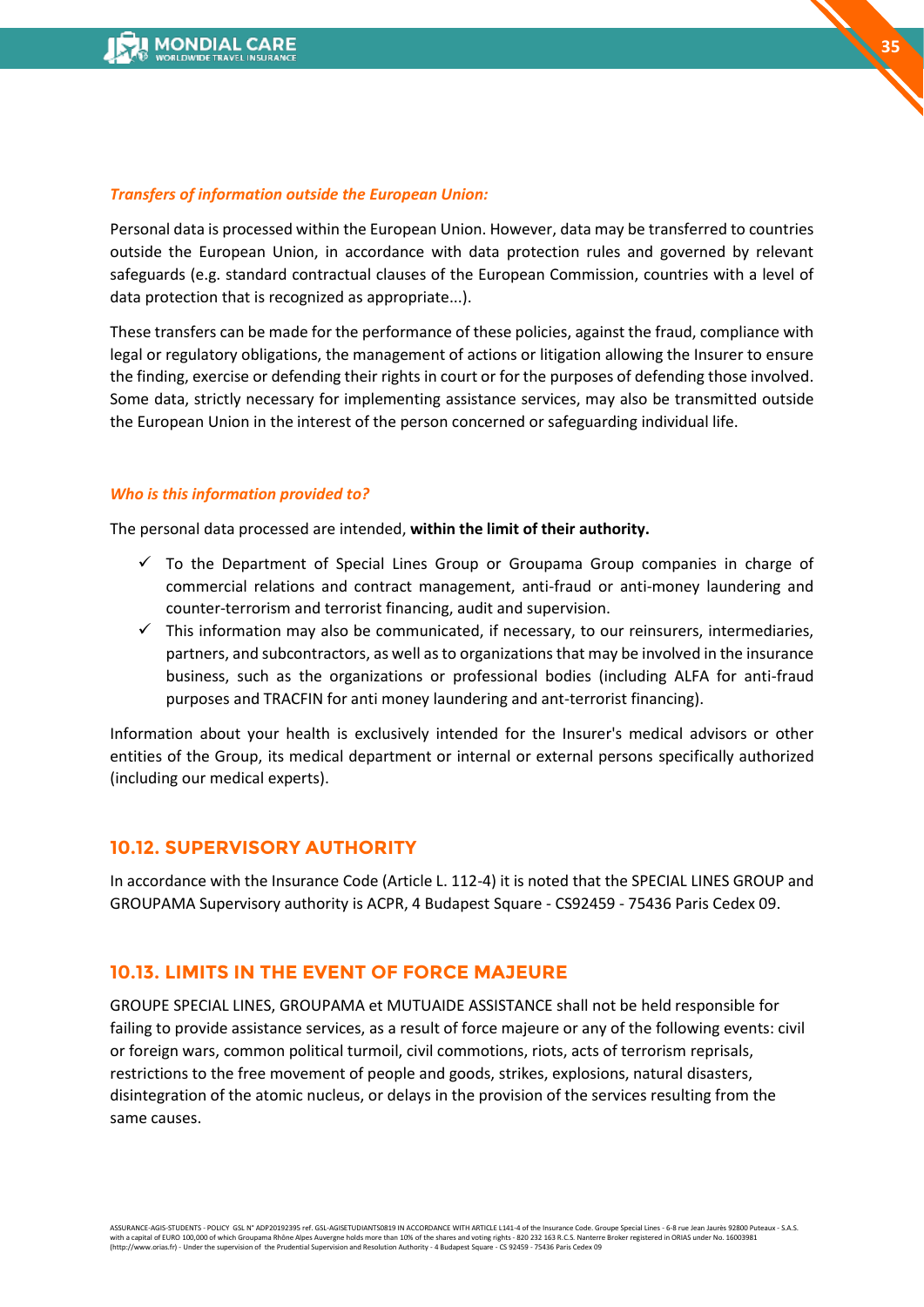***Transfers of information outside the European Union:***

Personal data is processed within the European Union. However, data may be transferred to countries outside the European Union, in accordance with data protection rules and governed by relevant safeguards (e.g. standard contractual clauses of the European Commission, countries with a level of data protection that is recognized as appropriate...).

These transfers can be made for the performance of these policies, against the fraud, compliance with legal or regulatory obligations, the management of actions or litigation allowing the Insurer to ensure the finding, exercise or defending their rights in court or for the purposes of defending those involved. Some data, strictly necessary for implementing assistance services, may also be transmitted outside the European Union in the interest of the person concerned or safeguarding individual life.

***Who is this information provided to?***

The personal data processed are intended, **within the limit of their authority.**

- ✓ To the Department of Special Lines Group or Groupama Group companies in charge of commercial relations and contract management, anti-fraud or anti-money laundering and counter-terrorism and terrorist financing, audit and supervision.
- ✓ This information may also be communicated, if necessary, to our reinsurers, intermediaries, partners, and subcontractors, as well as to organizations that may be involved in the insurance business, such as the organizations or professional bodies (including ALFA for anti-fraud purposes and TRACFIN for anti money laundering and ant-terrorist financing).

Information about your health is exclusively intended for the Insurer's medical advisors or other entities of the Group, its medical department or internal or external persons specifically authorized (including our medical experts).

## 10.12. SUPERVISORY AUTHORITY

In accordance with the Insurance Code (Article L. 112-4) it is noted that the SPECIAL LINES GROUP and GROUPAMA Supervisory authority is ACPR, 4 Budapest Square - CS92459 - 75436 Paris Cedex 09.

## 10.13. LIMITS IN THE EVENT OF FORCE MAJEURE

GROUPE SPECIAL LINES, GROUPAMA et MUTUAIDE ASSISTANCE shall not be held responsible for failing to provide assistance services, as a result of force majeure or any of the following events: civil or foreign wars, common political turmoil, civil commotions, riots, acts of terrorism reprisals, restrictions to the free movement of people and goods, strikes, explosions, natural disasters, disintegration of the atomic nucleus, or delays in the provision of the services resulting from the same causes.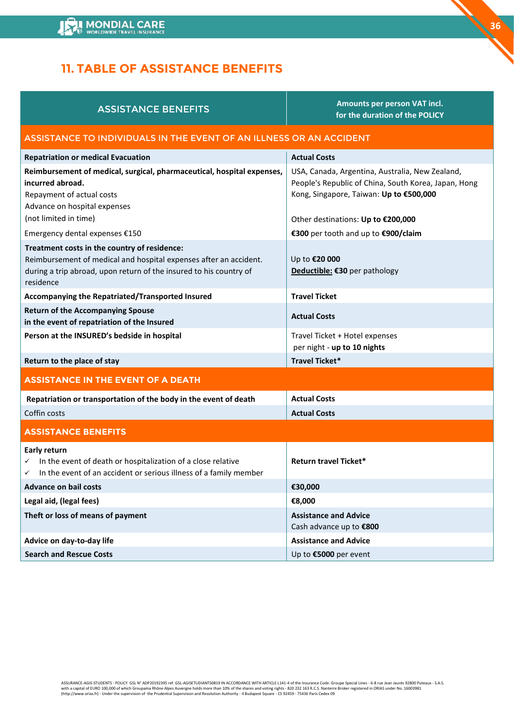## 11. TABLE OF ASSISTANCE BENEFITS

| ASSISTANCE BENEFITS | Amounts per person VAT incl. for the duration of the POLICY |
|---|---|
| **ASSISTANCE TO INDIVIDUALS IN THE EVENT OF AN ILLNESS OR AN ACCIDENT** | |
| **Repatriation or medical Evacuation** | **Actual Costs** |
| **Reimbursement of medical, surgical, pharmaceutical, hospital expenses, incurred abroad.**<br>Repayment of actual costs<br>Advance on hospital expenses<br>(not limited in time) | USA, Canada, Argentina, Australia, New Zealand, People's Republic of China, South Korea, Japan, Hong Kong, Singapore, Taiwan: **Up to €500,000**<br><br>Other destinations: **Up to €200,000** |
| Emergency dental expenses €150 | **€300** per tooth and up to **€900/claim** |
| **Treatment costs in the country of residence:**<br>Reimbursement of medical and hospital expenses after an accident. during a trip abroad, upon return of the insured to his country of residence | Up to **€20 000**<br>**Deductible: €30** per pathology |
| **Accompanying the Repatriated/Transported Insured** | **Travel Ticket** |
| **Return of the Accompanying Spouse in the event of repatriation of the Insured** | **Actual Costs** |
| **Person at the INSURED's bedside in hospital** | Travel Ticket + Hotel expenses per night - **up to 10 nights** |
| **Return to the place of stay** | **Travel Ticket*** |
| **ASSISTANCE IN THE EVENT OF A DEATH** | |
| **Repatriation or transportation of the body in the event of death** | **Actual Costs** |
| Coffin costs | **Actual Costs** |
| **ASSISTANCE BENEFITS** | |
| **Early return**<br>✓ In the event of death or hospitalization of a close relative<br>✓ In the event of an accident or serious illness of a family member | **Return travel Ticket*** |
| **Advance on bail costs** | **€30,000** |
| **Legal aid, (legal fees)** | **€8,000** |
| **Theft or loss of means of payment** | **Assistance and Advice**<br>Cash advance up to **€800** |
| **Advice on day-to-day life** | **Assistance and Advice** |
| **Search and Rescue Costs** | Up to **€5000** per event |

ASSURANCE-AGIS-STUDENTS - POLICY GSL N° ADP20192395 ref. GSL-AGISETUDIANTS0819 IN ACCORDANCE WITH ARTICLE L141-4 of the Insurance Code. Groupe Special Lines - 6-8 rue Jean Jaurès 92800 Puteaux - S.A.S. with a capital of EURO 100,000 of which Groupama Rhône Alpes Auvergne holds more than 10% of the shares and voting rights - 820 232 163 R.C.S. Nanterre Broker registered in ORIAS under No. 16003981 (http://www.orias.fr) - Under the supervision of the Prudential Supervision and Resolution Authority - 4 Budapest Square - CS 92459 - 75436 Paris Cedex 09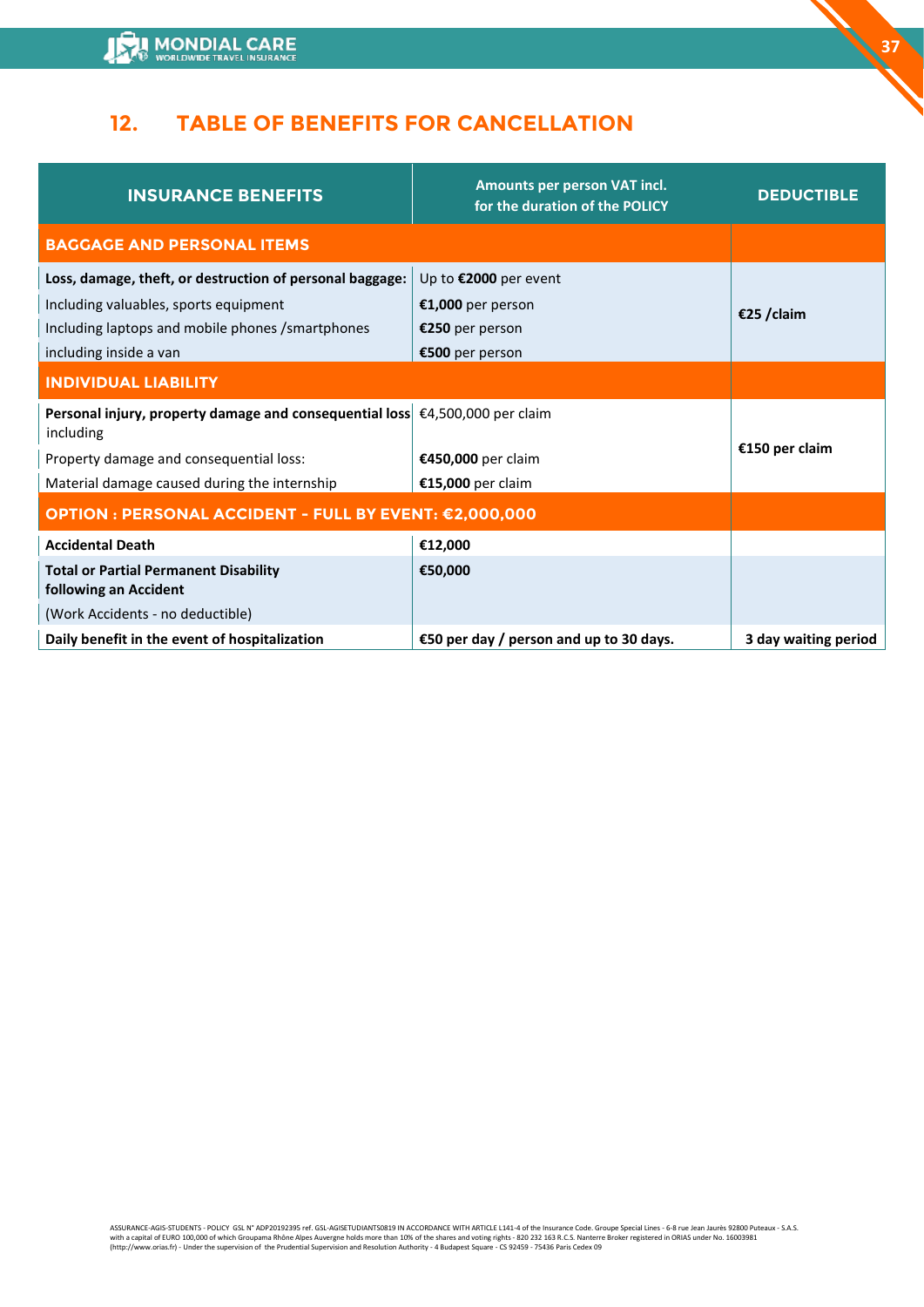## 12. TABLE OF BENEFITS FOR CANCELLATION

| INSURANCE BENEFITS | Amounts per person VAT incl. for the duration of the POLICY | DEDUCTIBLE |
|---|---|---|
| **BAGGAGE AND PERSONAL ITEMS** | | |
| **Loss, damage, theft, or destruction of personal baggage:** | Up to **€2000** per event | €25 /claim |
| Including valuables, sports equipment | **€1,000** per person | |
| Including laptops and mobile phones /smartphones | **€250** per person | |
| including inside a van | **€500** per person | |
| **INDIVIDUAL LIABILITY** | | |
| **Personal injury, property damage and consequential loss** including | €4,500,000 per claim | €150 per claim |
| Property damage and consequential loss: | **€450,000** per claim | |
| Material damage caused during the internship | **€15,000** per claim | |
| **OPTION : PERSONAL ACCIDENT - FULL BY EVENT: €2,000,000** | | |
| **Accidental Death** | **€12,000** | |
| **Total or Partial Permanent Disability following an Accident** (Work Accidents - no deductible) | **€50,000** | |
| **Daily benefit in the event of hospitalization** | **€50 per day / person and up to 30 days.** | **3 day waiting period** |

ASSURANCE-AGIS-STUDENTS - POLICY GSL N° ADP20192395 ref. GSL-AGISETUDIANTS0819 IN ACCORDANCE WITH ARTICLE L141-4 of the Insurance Code. Groupe Special Lines - 6-8 rue Jean Jaurès 92800 Puteaux - S.A.S. with a capital of EURO 100,000 of which Groupama Rhône Alpes Auvergne holds more than 10% of the shares and voting rights - 820 232 163 R.C.S. Nanterre Broker registered in ORIAS under No. 16003981 (http://www.orias.fr) - Under the supervision of the Prudential Supervision and Resolution Authority - 4 Budapest Square - CS 92459 - 75436 Paris Cedex 09